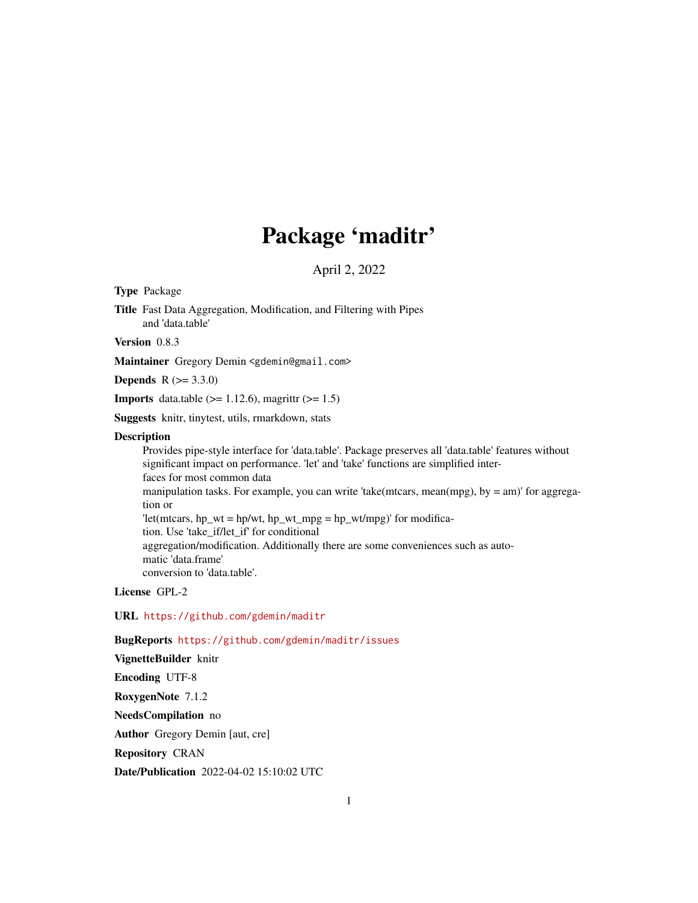# Package 'maditr'

April 2, 2022

**Type** Package

**Title** Fast Data Aggregation, Modification, and Filtering with Pipes and 'data.table'

**Version** 0.8.3

**Maintainer** Gregory Demin <gdemin@gmail.com>

**Depends** R (>= 3.3.0)

**Imports** data.table (>= 1.12.6), magrittr (>= 1.5)

**Suggests** knitr, tinytest, utils, rmarkdown, stats

**Description**

Provides pipe-style interface for 'data.table'. Package preserves all 'data.table' features without significant impact on performance. 'let' and 'take' functions are simplified interfaces for most common data manipulation tasks. For example, you can write 'take(mtcars, mean(mpg), by = am)' for aggregation or 'let(mtcars, hp_wt = hp/wt, hp_wt_mpg = hp_wt/mpg)' for modification. Use 'take_if/let_if' for conditional aggregation/modification. Additionally there are some conveniences such as automatic 'data.frame' conversion to 'data.table'.

**License** GPL-2

**URL** https://github.com/gdemin/maditr

**BugReports** https://github.com/gdemin/maditr/issues

**VignetteBuilder** knitr

**Encoding** UTF-8

**RoxygenNote** 7.1.2

**NeedsCompilation** no

**Author** Gregory Demin [aut, cre]

**Repository** CRAN

**Date/Publication** 2022-04-02 15:10:02 UTC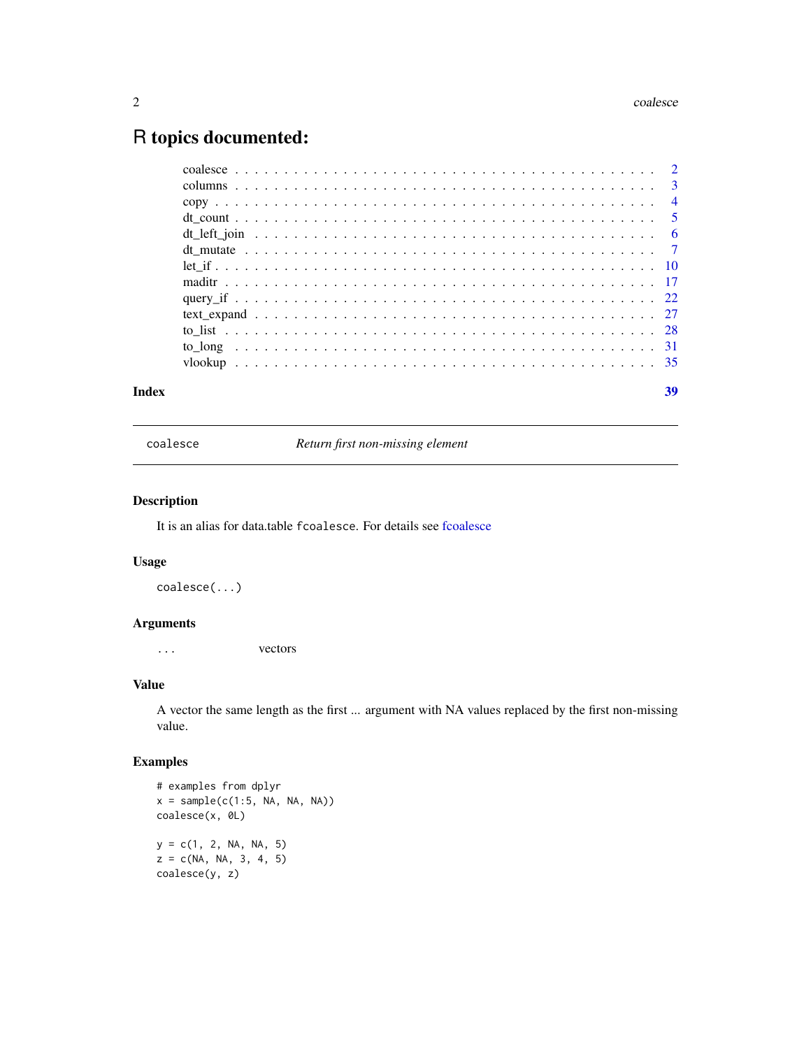# R topics documented:

coalesce . . . . . . . . . . . . . . . . . . . . . . . . . . . . . . . . . . . . . . . . . . 2
columns . . . . . . . . . . . . . . . . . . . . . . . . . . . . . . . . . . . . . . . . . . 3
copy . . . . . . . . . . . . . . . . . . . . . . . . . . . . . . . . . . . . . . . . . . . . 4
dt_count . . . . . . . . . . . . . . . . . . . . . . . . . . . . . . . . . . . . . . . . . 5
dt_left_join . . . . . . . . . . . . . . . . . . . . . . . . . . . . . . . . . . . . . . . 6
dt_mutate . . . . . . . . . . . . . . . . . . . . . . . . . . . . . . . . . . . . . . . . 7
let_if . . . . . . . . . . . . . . . . . . . . . . . . . . . . . . . . . . . . . . . . . . 10
maditr . . . . . . . . . . . . . . . . . . . . . . . . . . . . . . . . . . . . . . . . . . 17
query_if . . . . . . . . . . . . . . . . . . . . . . . . . . . . . . . . . . . . . . . . 22
text_expand . . . . . . . . . . . . . . . . . . . . . . . . . . . . . . . . . . . . . . 27
to_list . . . . . . . . . . . . . . . . . . . . . . . . . . . . . . . . . . . . . . . . . 28
to_long . . . . . . . . . . . . . . . . . . . . . . . . . . . . . . . . . . . . . . . . . 31
vlookup . . . . . . . . . . . . . . . . . . . . . . . . . . . . . . . . . . . . . . . . . 35

**Index** **39**

---

## coalesce — *Return first non-missing element*

### Description

It is an alias for data.table `fcoalesce`. For details see fcoalesce

### Usage

```
coalesce(...)
```

### Arguments

`...` vectors

### Value

A vector the same length as the first ... argument with NA values replaced by the first non-missing value.

### Examples

```
# examples from dplyr
x = sample(c(1:5, NA, NA, NA))
coalesce(x, 0L)

y = c(1, 2, NA, NA, 5)
z = c(NA, NA, 3, 4, 5)
coalesce(y, z)
```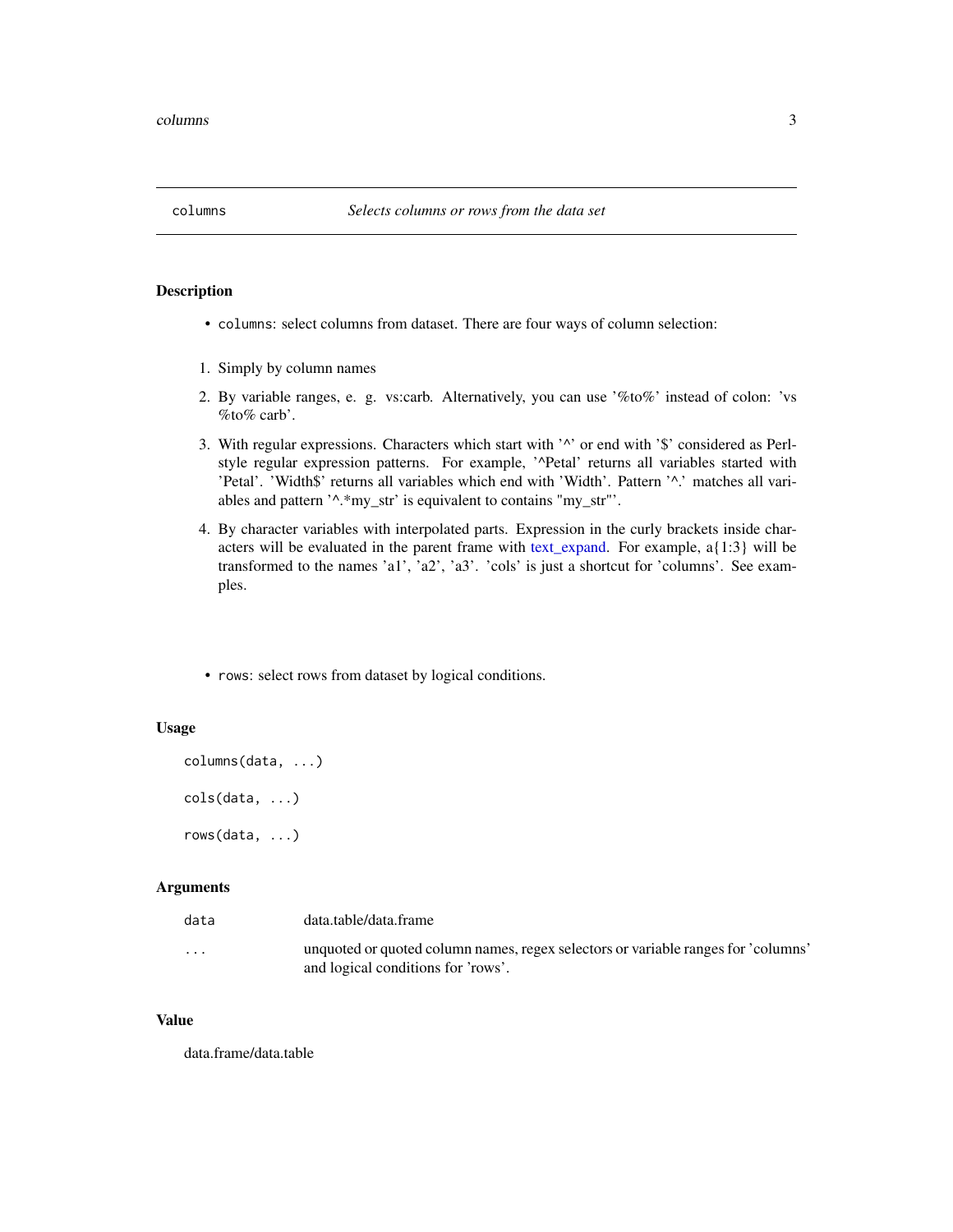## columns *Selects columns or rows from the data set*

### Description

- `columns`: select columns from dataset. There are four ways of column selection:

1. Simply by column names
2. By variable ranges, e. g. vs:carb. Alternatively, you can use '%to%' instead of colon: 'vs %to% carb'.
3. With regular expressions. Characters which start with '^' or end with '$' considered as Perl-style regular expression patterns. For example, '^Petal' returns all variables started with 'Petal'. 'Width$' returns all variables which end with 'Width'. Pattern '^.' matches all variables and pattern '^.*my_str' is equivalent to contains "my_str"'.
4. By character variables with interpolated parts. Expression in the curly brackets inside characters will be evaluated in the parent frame with text_expand. For example, a{1:3} will be transformed to the names 'a1', 'a2', 'a3'. 'cols' is just a shortcut for 'columns'. See examples.

- `rows`: select rows from dataset by logical conditions.

### Usage

```
columns(data, ...)

cols(data, ...)

rows(data, ...)
```

### Arguments

| | |
|---|---|
| `data` | data.table/data.frame |
| `...` | unquoted or quoted column names, regex selectors or variable ranges for 'columns' and logical conditions for 'rows'. |

### Value

data.frame/data.table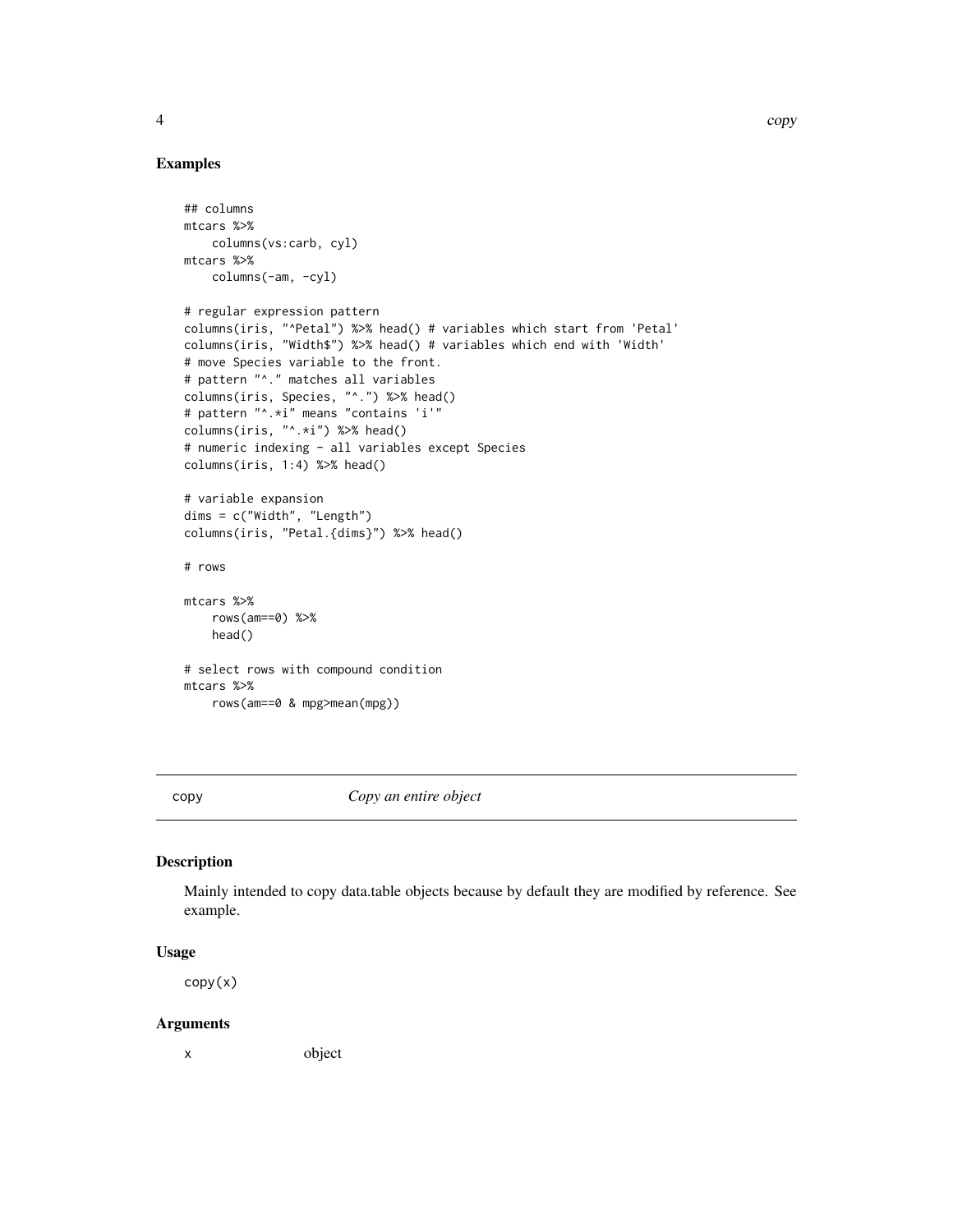## Examples

```
## columns
mtcars %>%
    columns(vs:carb, cyl)
mtcars %>%
    columns(-am, -cyl)

# regular expression pattern
columns(iris, "^Petal") %>% head() # variables which start from 'Petal'
columns(iris, "Width$") %>% head() # variables which end with 'Width'
# move Species variable to the front.
# pattern "^." matches all variables
columns(iris, Species, "^.") %>% head()
# pattern "^.*i" means "contains 'i'"
columns(iris, "^.*i") %>% head()
# numeric indexing - all variables except Species
columns(iris, 1:4) %>% head()

# variable expansion
dims = c("Width", "Length")
columns(iris, "Petal.{dims}") %>% head()

# rows

mtcars %>%
    rows(am==0) %>%
    head()

# select rows with compound condition
mtcars %>%
    rows(am==0 & mpg>mean(mpg))
```

---

copy *Copy an entire object*

---

## Description

Mainly intended to copy data.table objects because by default they are modified by reference. See example.

## Usage

```
copy(x)
```

## Arguments

| | |
|---|---|
| x | object |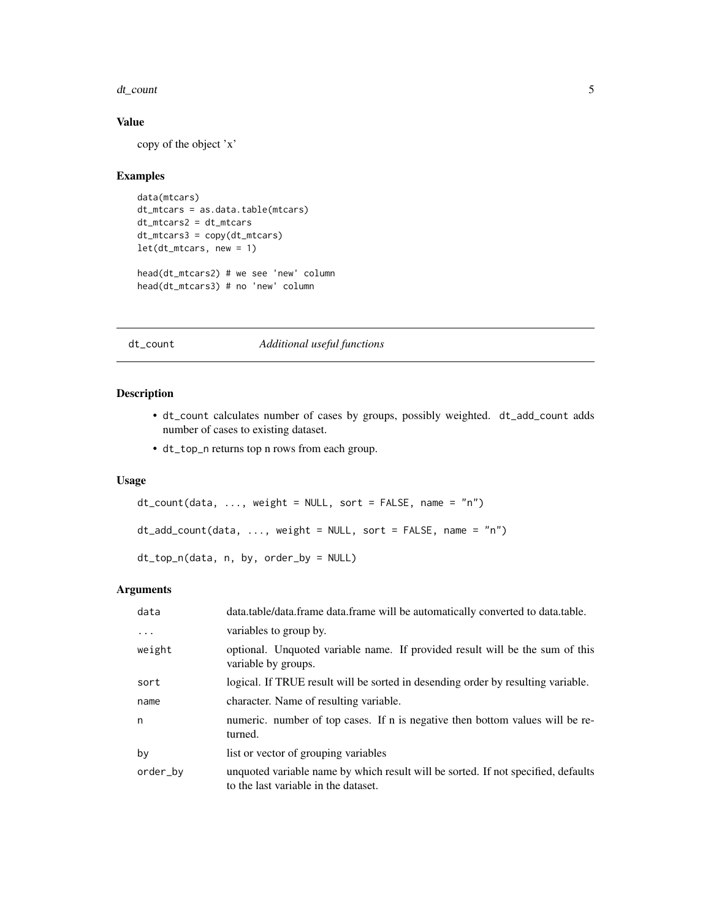### Value

copy of the object 'x'

### Examples

```
data(mtcars)
dt_mtcars = as.data.table(mtcars)
dt_mtcars2 = dt_mtcars
dt_mtcars3 = copy(dt_mtcars)
let(dt_mtcars, new = 1)

head(dt_mtcars2) # we see 'new' column
head(dt_mtcars3) # no 'new' column
```

---

## dt_count *Additional useful functions*

---

### Description

- dt_count calculates number of cases by groups, possibly weighted. dt_add_count adds number of cases to existing dataset.
- dt_top_n returns top n rows from each group.

### Usage

```
dt_count(data, ..., weight = NULL, sort = FALSE, name = "n")

dt_add_count(data, ..., weight = NULL, sort = FALSE, name = "n")

dt_top_n(data, n, by, order_by = NULL)
```

### Arguments

| | |
|---|---|
| data | data.table/data.frame data.frame will be automatically converted to data.table. |
| ... | variables to group by. |
| weight | optional. Unquoted variable name. If provided result will be the sum of this variable by groups. |
| sort | logical. If TRUE result will be sorted in desending order by resulting variable. |
| name | character. Name of resulting variable. |
| n | numeric. number of top cases. If n is negative then bottom values will be returned. |
| by | list or vector of grouping variables |
| order_by | unquoted variable name by which result will be sorted. If not specified, defaults to the last variable in the dataset. |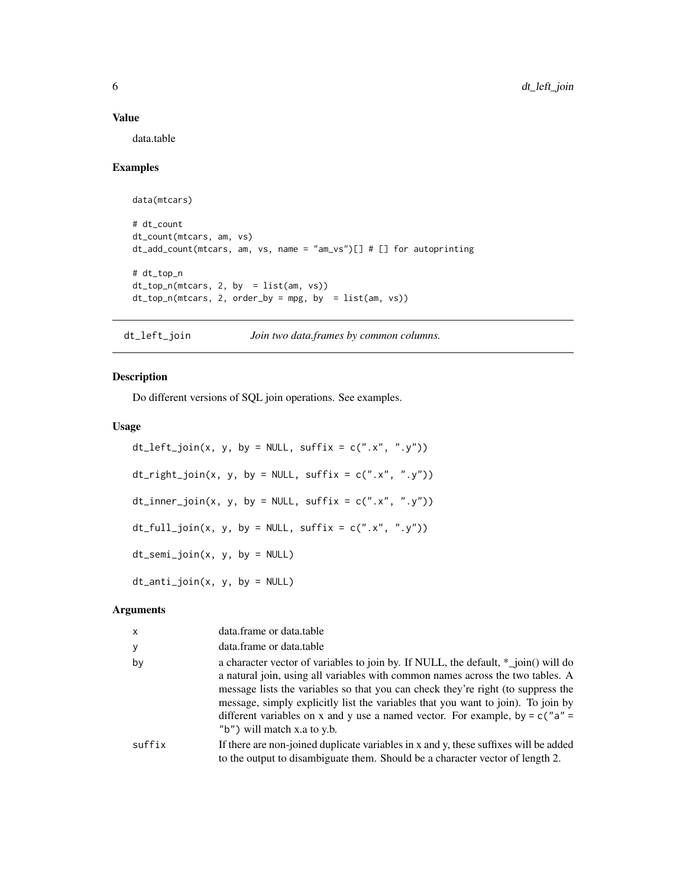### Value

data.table

### Examples

```
data(mtcars)

# dt_count
dt_count(mtcars, am, vs)
dt_add_count(mtcars, am, vs, name = "am_vs")[] # [] for autoprinting

# dt_top_n
dt_top_n(mtcars, 2, by  = list(am, vs))
dt_top_n(mtcars, 2, order_by = mpg, by  = list(am, vs))
```

## dt_left_join &nbsp;&nbsp;&nbsp; *Join two data.frames by common columns.*

### Description

Do different versions of SQL join operations. See examples.

### Usage

```
dt_left_join(x, y, by = NULL, suffix = c(".x", ".y"))

dt_right_join(x, y, by = NULL, suffix = c(".x", ".y"))

dt_inner_join(x, y, by = NULL, suffix = c(".x", ".y"))

dt_full_join(x, y, by = NULL, suffix = c(".x", ".y"))

dt_semi_join(x, y, by = NULL)

dt_anti_join(x, y, by = NULL)
```

### Arguments

| | |
|---|---|
| `x` | data.frame or data.table |
| `y` | data.frame or data.table |
| `by` | a character vector of variables to join by. If NULL, the default, *_join() will do a natural join, using all variables with common names across the two tables. A message lists the variables so that you can check they're right (to suppress the message, simply explicitly list the variables that you want to join). To join by different variables on x and y use a named vector. For example, by = `c("a" = "b")` will match x.a to y.b. |
| `suffix` | If there are non-joined duplicate variables in x and y, these suffixes will be added to the output to disambiguate them. Should be a character vector of length 2. |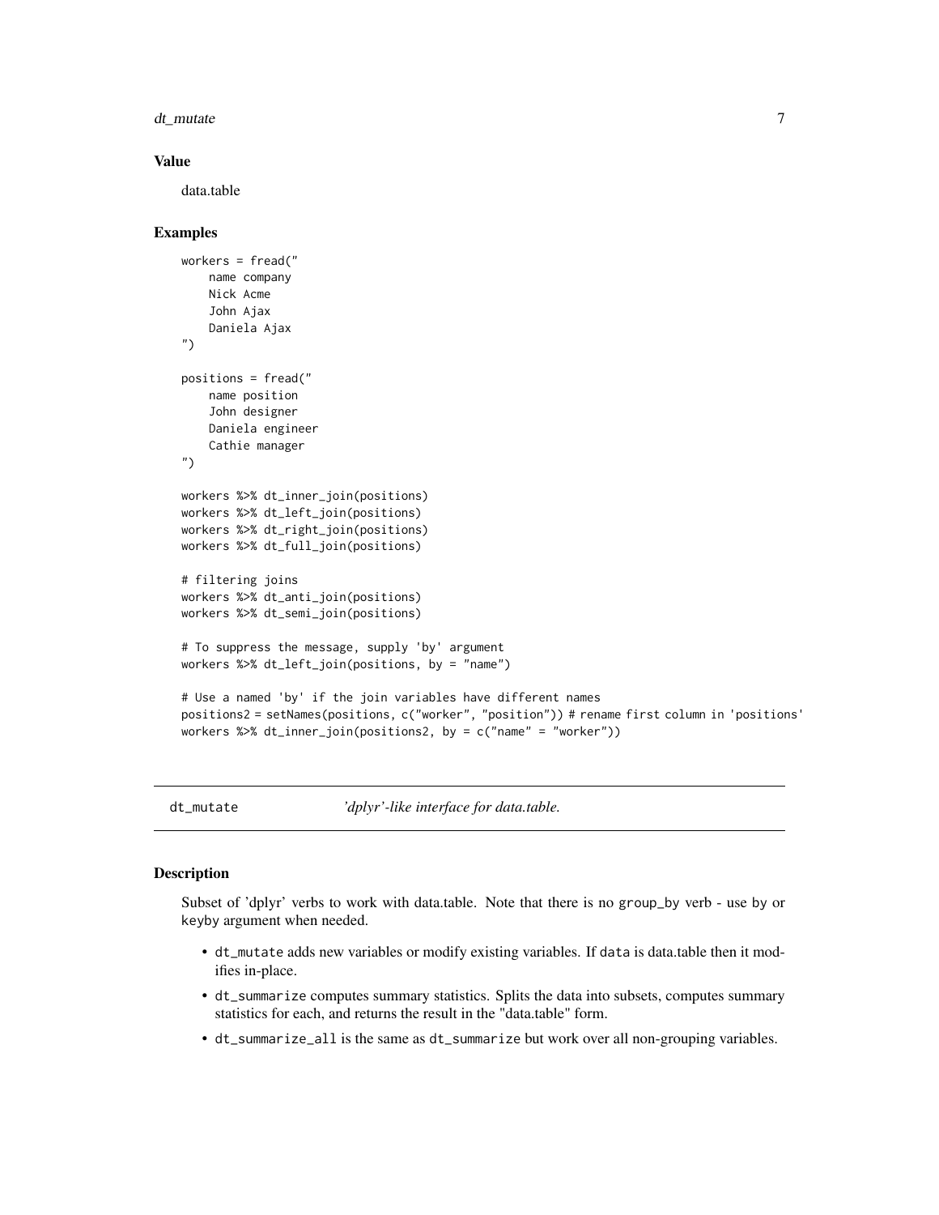### Value

data.table

### Examples

```
workers = fread("
    name company
    Nick Acme
    John Ajax
    Daniela Ajax
")

positions = fread("
    name position
    John designer
    Daniela engineer
    Cathie manager
")

workers %>% dt_inner_join(positions)
workers %>% dt_left_join(positions)
workers %>% dt_right_join(positions)
workers %>% dt_full_join(positions)

# filtering joins
workers %>% dt_anti_join(positions)
workers %>% dt_semi_join(positions)

# To suppress the message, supply 'by' argument
workers %>% dt_left_join(positions, by = "name")

# Use a named 'by' if the join variables have different names
positions2 = setNames(positions, c("worker", "position")) # rename first column in 'positions'
workers %>% dt_inner_join(positions2, by = c("name" = "worker"))
```

---

## dt_mutate — *'dplyr'-like interface for data.table.*

### Description

Subset of 'dplyr' verbs to work with data.table. Note that there is no `group_by` verb - use `by` or `keyby` argument when needed.

- `dt_mutate` adds new variables or modify existing variables. If `data` is data.table then it modifies in-place.
- `dt_summarize` computes summary statistics. Splits the data into subsets, computes summary statistics for each, and returns the result in the "data.table" form.
- `dt_summarize_all` is the same as `dt_summarize` but work over all non-grouping variables.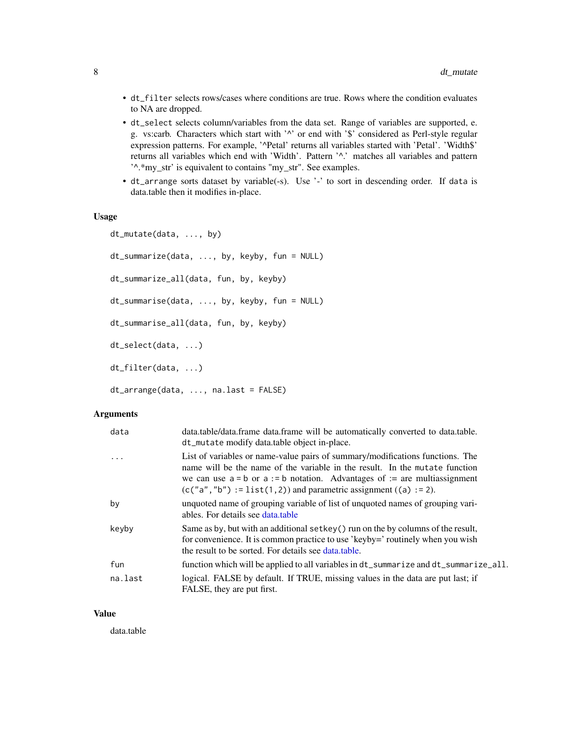- `dt_filter` selects rows/cases where conditions are true. Rows where the condition evaluates to NA are dropped.
- `dt_select` selects column/variables from the data set. Range of variables are supported, e. g. vs:carb. Characters which start with '^' or end with '$' considered as Perl-style regular expression patterns. For example, '^Petal' returns all variables started with 'Petal'. 'Width$' returns all variables which end with 'Width'. Pattern '^.' matches all variables and pattern '^.*my_str' is equivalent to contains "my_str". See examples.
- `dt_arrange` sorts dataset by variable(-s). Use '-' to sort in descending order. If `data` is data.table then it modifies in-place.

### Usage

```
dt_mutate(data, ..., by)

dt_summarize(data, ..., by, keyby, fun = NULL)

dt_summarize_all(data, fun, by, keyby)

dt_summarise(data, ..., by, keyby, fun = NULL)

dt_summarise_all(data, fun, by, keyby)

dt_select(data, ...)

dt_filter(data, ...)

dt_arrange(data, ..., na.last = FALSE)
```

### Arguments

| | |
|---|---|
| `data` | data.table/data.frame data.frame will be automatically converted to data.table. `dt_mutate` modify data.table object in-place. |
| `...` | List of variables or name-value pairs of summary/modifications functions. The name will be the name of the variable in the result. In the `mutate` function we can use `a = b` or `a := b` notation. Advantages of := are multiassignment (`c("a","b") := list(1,2)`) and parametric assignment (`(a) := 2`). |
| `by` | unquoted name of grouping variable of list of unquoted names of grouping variables. For details see data.table |
| `keyby` | Same as by, but with an additional `setkey()` run on the by columns of the result, for convenience. It is common practice to use 'keyby=' routinely when you wish the result to be sorted. For details see data.table. |
| `fun` | function which will be applied to all variables in `dt_summarize` and `dt_summarize_all`. |
| `na.last` | logical. FALSE by default. If TRUE, missing values in the data are put last; if FALSE, they are put first. |

### Value

data.table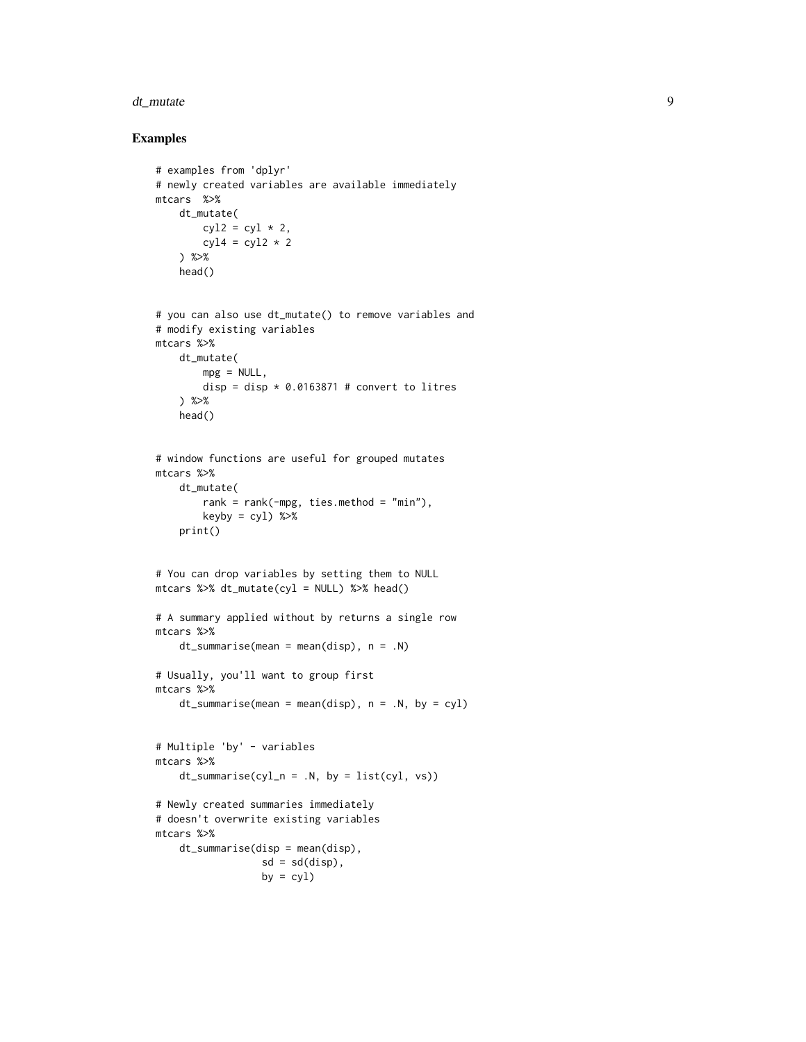## Examples

```
# examples from 'dplyr'
# newly created variables are available immediately
mtcars  %>%
    dt_mutate(
        cyl2 = cyl * 2,
        cyl4 = cyl2 * 2
    ) %>%
    head()


# you can also use dt_mutate() to remove variables and
# modify existing variables
mtcars %>%
    dt_mutate(
        mpg = NULL,
        disp = disp * 0.0163871 # convert to litres
    ) %>%
    head()


# window functions are useful for grouped mutates
mtcars %>%
    dt_mutate(
        rank = rank(-mpg, ties.method = "min"),
        keyby = cyl) %>%
    print()


# You can drop variables by setting them to NULL
mtcars %>% dt_mutate(cyl = NULL) %>% head()

# A summary applied without by returns a single row
mtcars %>%
    dt_summarise(mean = mean(disp), n = .N)

# Usually, you'll want to group first
mtcars %>%
    dt_summarise(mean = mean(disp), n = .N, by = cyl)


# Multiple 'by' - variables
mtcars %>%
    dt_summarise(cyl_n = .N, by = list(cyl, vs))

# Newly created summaries immediately
# doesn't overwrite existing variables
mtcars %>%
    dt_summarise(disp = mean(disp),
                 sd = sd(disp),
                 by = cyl)
```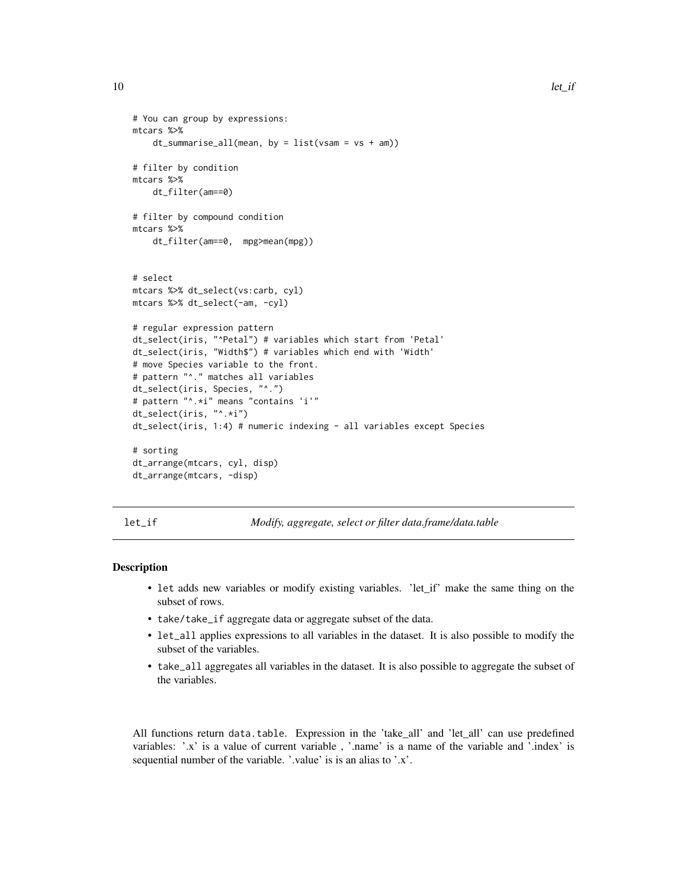```
# You can group by expressions:
mtcars %>%
    dt_summarise_all(mean, by = list(vsam = vs + am))

# filter by condition
mtcars %>%
    dt_filter(am==0)

# filter by compound condition
mtcars %>%
    dt_filter(am==0,  mpg>mean(mpg))


# select
mtcars %>% dt_select(vs:carb, cyl)
mtcars %>% dt_select(-am, -cyl)

# regular expression pattern
dt_select(iris, "^Petal") # variables which start from 'Petal'
dt_select(iris, "Width$") # variables which end with 'Width'
# move Species variable to the front.
# pattern "^." matches all variables
dt_select(iris, Species, "^.")
# pattern "^.*i" means "contains 'i'"
dt_select(iris, "^.*i")
dt_select(iris, 1:4) # numeric indexing - all variables except Species

# sorting
dt_arrange(mtcars, cyl, disp)
dt_arrange(mtcars, -disp)
```

---

## let_if — *Modify, aggregate, select or filter data.frame/data.table*

---

### Description

- `let` adds new variables or modify existing variables. 'let_if' make the same thing on the subset of rows.
- `take/take_if` aggregate data or aggregate subset of the data.
- `let_all` applies expressions to all variables in the dataset. It is also possible to modify the subset of the variables.
- `take_all` aggregates all variables in the dataset. It is also possible to aggregate the subset of the variables.

All functions return `data.table`. Expression in the 'take_all' and 'let_all' can use predefined variables: '.x' is a value of current variable , '.name' is a name of the variable and '.index' is sequential number of the variable. '.value' is is an alias to '.x'.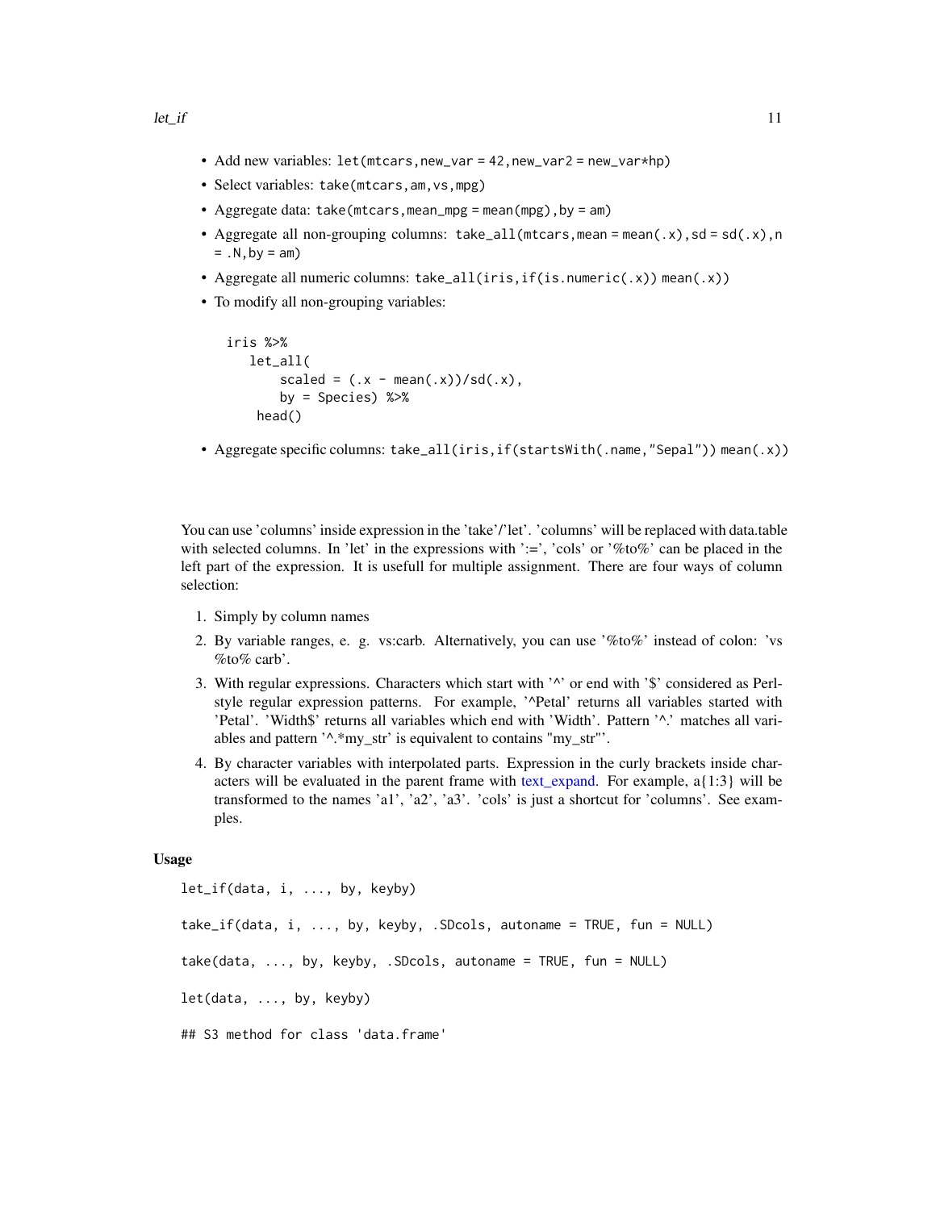- Add new variables: `let(mtcars,new_var = 42,new_var2 = new_var*hp)`
- Select variables: `take(mtcars,am,vs,mpg)`
- Aggregate data: `take(mtcars,mean_mpg = mean(mpg),by = am)`
- Aggregate all non-grouping columns: `take_all(mtcars,mean = mean(.x),sd = sd(.x),n = .N,by = am)`
- Aggregate all numeric columns: `take_all(iris,if(is.numeric(.x)) mean(.x))`
- To modify all non-grouping variables:

```
iris %>%
   let_all(
       scaled = (.x - mean(.x))/sd(.x),
       by = Species) %>%
    head()
```

- Aggregate specific columns: `take_all(iris,if(startsWith(.name,"Sepal")) mean(.x))`

You can use 'columns' inside expression in the 'take'/'let'. 'columns' will be replaced with data.table with selected columns. In 'let' in the expressions with ':=', 'cols' or '%to%' can be placed in the left part of the expression. It is usefull for multiple assignment. There are four ways of column selection:

1. Simply by column names
2. By variable ranges, e. g. vs:carb. Alternatively, you can use '%to%' instead of colon: 'vs %to% carb'.
3. With regular expressions. Characters which start with '^' or end with '$' considered as Perl-style regular expression patterns. For example, '^Petal' returns all variables started with 'Petal'. 'Width$' returns all variables which end with 'Width'. Pattern '^.' matches all variables and pattern '^.*my_str' is equivalent to contains "my_str"'.
4. By character variables with interpolated parts. Expression in the curly brackets inside characters will be evaluated in the parent frame with text_expand. For example, a{1:3} will be transformed to the names 'a1', 'a2', 'a3'. 'cols' is just a shortcut for 'columns'. See examples.

### Usage

```
let_if(data, i, ..., by, keyby)

take_if(data, i, ..., by, keyby, .SDcols, autoname = TRUE, fun = NULL)

take(data, ..., by, keyby, .SDcols, autoname = TRUE, fun = NULL)

let(data, ..., by, keyby)

## S3 method for class 'data.frame'
```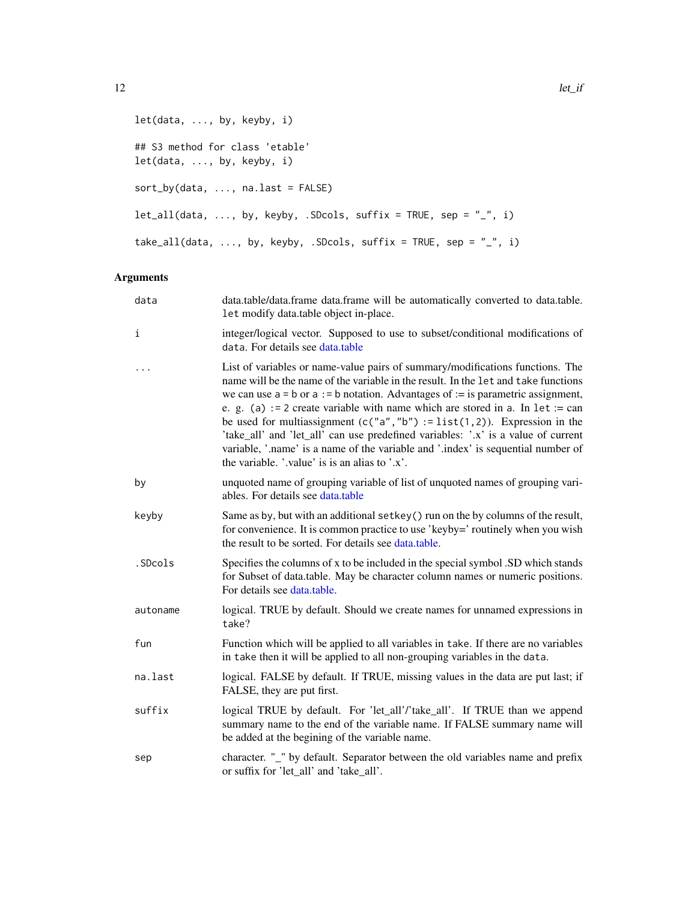```
let(data, ..., by, keyby, i)

## S3 method for class 'etable'
let(data, ..., by, keyby, i)

sort_by(data, ..., na.last = FALSE)

let_all(data, ..., by, keyby, .SDcols, suffix = TRUE, sep = "_", i)

take_all(data, ..., by, keyby, .SDcols, suffix = TRUE, sep = "_", i)
```

## Arguments

| | |
|---|---|
| data | data.table/data.frame data.frame will be automatically converted to data.table. `let` modify data.table object in-place. |
| i | integer/logical vector. Supposed to use to subset/conditional modifications of `data`. For details see data.table |
| ... | List of variables or name-value pairs of summary/modifications functions. The name will be the name of the variable in the result. In the `let` and `take` functions we can use `a = b` or `a := b` notation. Advantages of := is parametric assignment, e. g. `(a) := 2` create variable with name which are stored in `a`. In `let` := can be used for multiassignment (`c("a","b") := list(1,2)`). Expression in the 'take_all' and 'let_all' can use predefined variables: '.x' is a value of current variable, '.name' is a name of the variable and '.index' is sequential number of the variable. '.value' is is an alias to '.x'. |
| by | unquoted name of grouping variable of list of unquoted names of grouping variables. For details see data.table |
| keyby | Same as `by`, but with an additional `setkey()` run on the by columns of the result, for convenience. It is common practice to use 'keyby=' routinely when you wish the result to be sorted. For details see data.table. |
| .SDcols | Specifies the columns of x to be included in the special symbol .SD which stands for Subset of data.table. May be character column names or numeric positions. For details see data.table. |
| autoname | logical. TRUE by default. Should we create names for unnamed expressions in `take`? |
| fun | Function which will be applied to all variables in `take`. If there are no variables in `take` then it will be applied to all non-grouping variables in the `data`. |
| na.last | logical. FALSE by default. If TRUE, missing values in the data are put last; if FALSE, they are put first. |
| suffix | logical TRUE by default. For 'let_all'/'take_all'. If TRUE than we append summary name to the end of the variable name. If FALSE summary name will be added at the begining of the variable name. |
| sep | character. "_" by default. Separator between the old variables name and prefix or suffix for 'let_all' and 'take_all'. |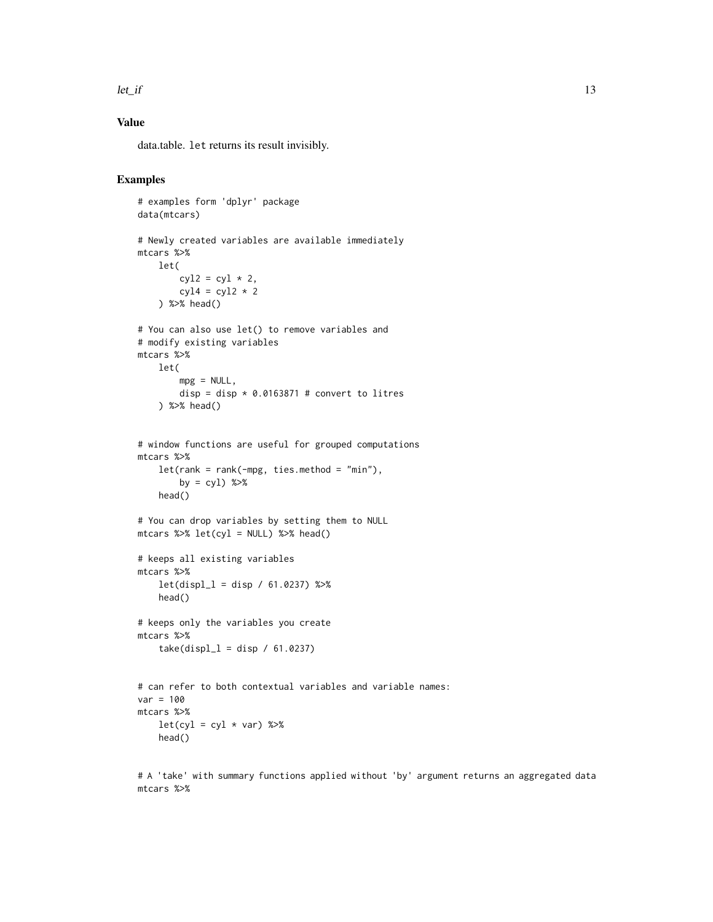## Value

data.table. `let` returns its result invisibly.

## Examples

```
# examples form 'dplyr' package
data(mtcars)

# Newly created variables are available immediately
mtcars %>%
    let(
        cyl2 = cyl * 2,
        cyl4 = cyl2 * 2
    ) %>% head()

# You can also use let() to remove variables and
# modify existing variables
mtcars %>%
    let(
        mpg = NULL,
        disp = disp * 0.0163871 # convert to litres
    ) %>% head()


# window functions are useful for grouped computations
mtcars %>%
    let(rank = rank(-mpg, ties.method = "min"),
        by = cyl) %>%
    head()

# You can drop variables by setting them to NULL
mtcars %>% let(cyl = NULL) %>% head()

# keeps all existing variables
mtcars %>%
    let(displ_l = disp / 61.0237) %>%
    head()

# keeps only the variables you create
mtcars %>%
    take(displ_l = disp / 61.0237)


# can refer to both contextual variables and variable names:
var = 100
mtcars %>%
    let(cyl = cyl * var) %>%
    head()


# A 'take' with summary functions applied without 'by' argument returns an aggregated data
mtcars %>%
```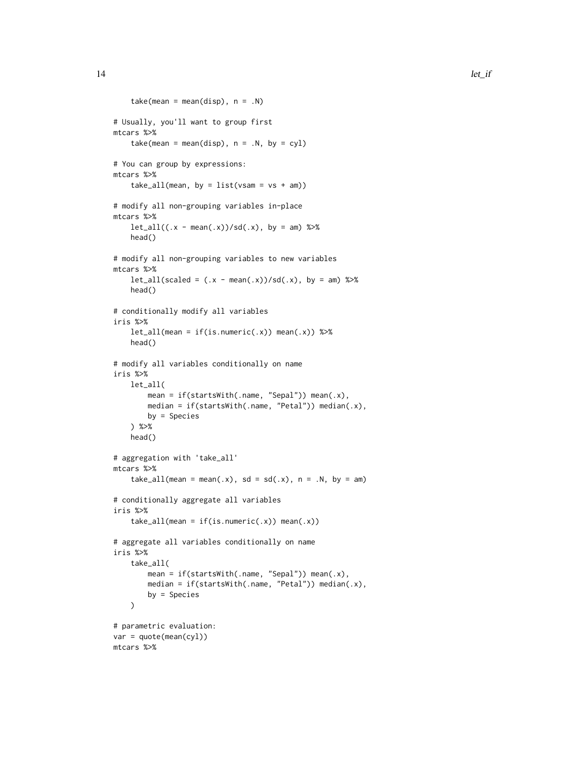```
    take(mean = mean(disp), n = .N)

# Usually, you'll want to group first
mtcars %>%
    take(mean = mean(disp), n = .N, by = cyl)

# You can group by expressions:
mtcars %>%
    take_all(mean, by = list(vsam = vs + am))

# modify all non-grouping variables in-place
mtcars %>%
    let_all((.x - mean(.x))/sd(.x), by = am) %>%
    head()

# modify all non-grouping variables to new variables
mtcars %>%
    let_all(scaled = (.x - mean(.x))/sd(.x), by = am) %>%
    head()

# conditionally modify all variables
iris %>%
    let_all(mean = if(is.numeric(.x)) mean(.x)) %>%
    head()

# modify all variables conditionally on name
iris %>%
    let_all(
        mean = if(startsWith(.name, "Sepal")) mean(.x),
        median = if(startsWith(.name, "Petal")) median(.x),
        by = Species
    ) %>%
    head()

# aggregation with 'take_all'
mtcars %>%
    take_all(mean = mean(.x), sd = sd(.x), n = .N, by = am)

# conditionally aggregate all variables
iris %>%
    take_all(mean = if(is.numeric(.x)) mean(.x))

# aggregate all variables conditionally on name
iris %>%
    take_all(
        mean = if(startsWith(.name, "Sepal")) mean(.x),
        median = if(startsWith(.name, "Petal")) median(.x),
        by = Species
    )

# parametric evaluation:
var = quote(mean(cyl))
mtcars %>%
```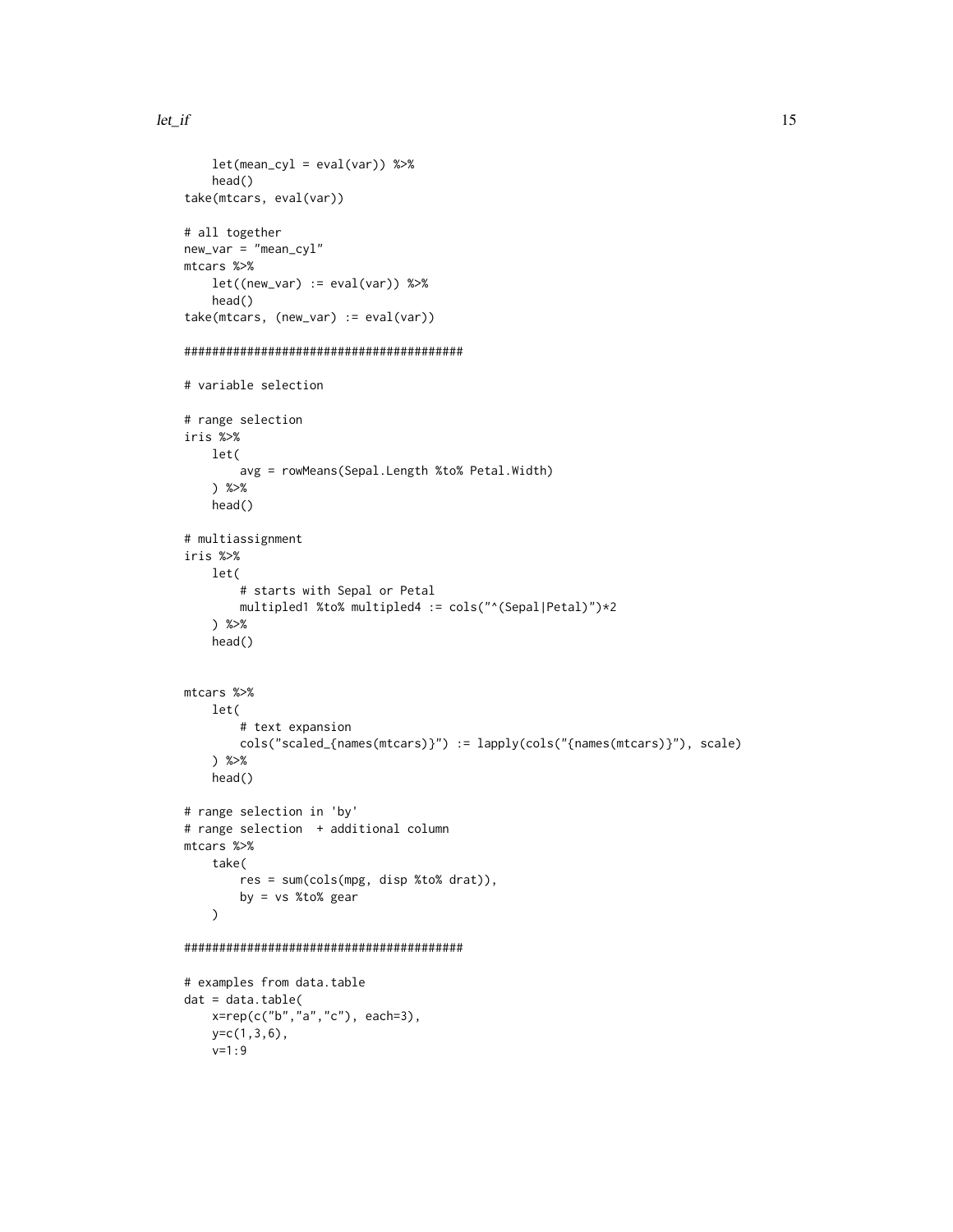```
    let(mean_cyl = eval(var)) %>%
    head()
take(mtcars, eval(var))

# all together
new_var = "mean_cyl"
mtcars %>%
    let((new_var) := eval(var)) %>%
    head()
take(mtcars, (new_var) := eval(var))

########################################

# variable selection

# range selection
iris %>%
    let(
        avg = rowMeans(Sepal.Length %to% Petal.Width)
    ) %>%
    head()

# multiassignment
iris %>%
    let(
        # starts with Sepal or Petal
        multipled1 %to% multipled4 := cols("^(Sepal|Petal)")*2
    ) %>%
    head()


mtcars %>%
    let(
        # text expansion
        cols("scaled_{names(mtcars)}") := lapply(cols("{names(mtcars)}"), scale)
    ) %>%
    head()

# range selection in 'by'
# range selection  + additional column
mtcars %>%
    take(
        res = sum(cols(mpg, disp %to% drat)),
        by = vs %to% gear
    )

########################################

# examples from data.table
dat = data.table(
    x=rep(c("b","a","c"), each=3),
    y=c(1,3,6),
    v=1:9
```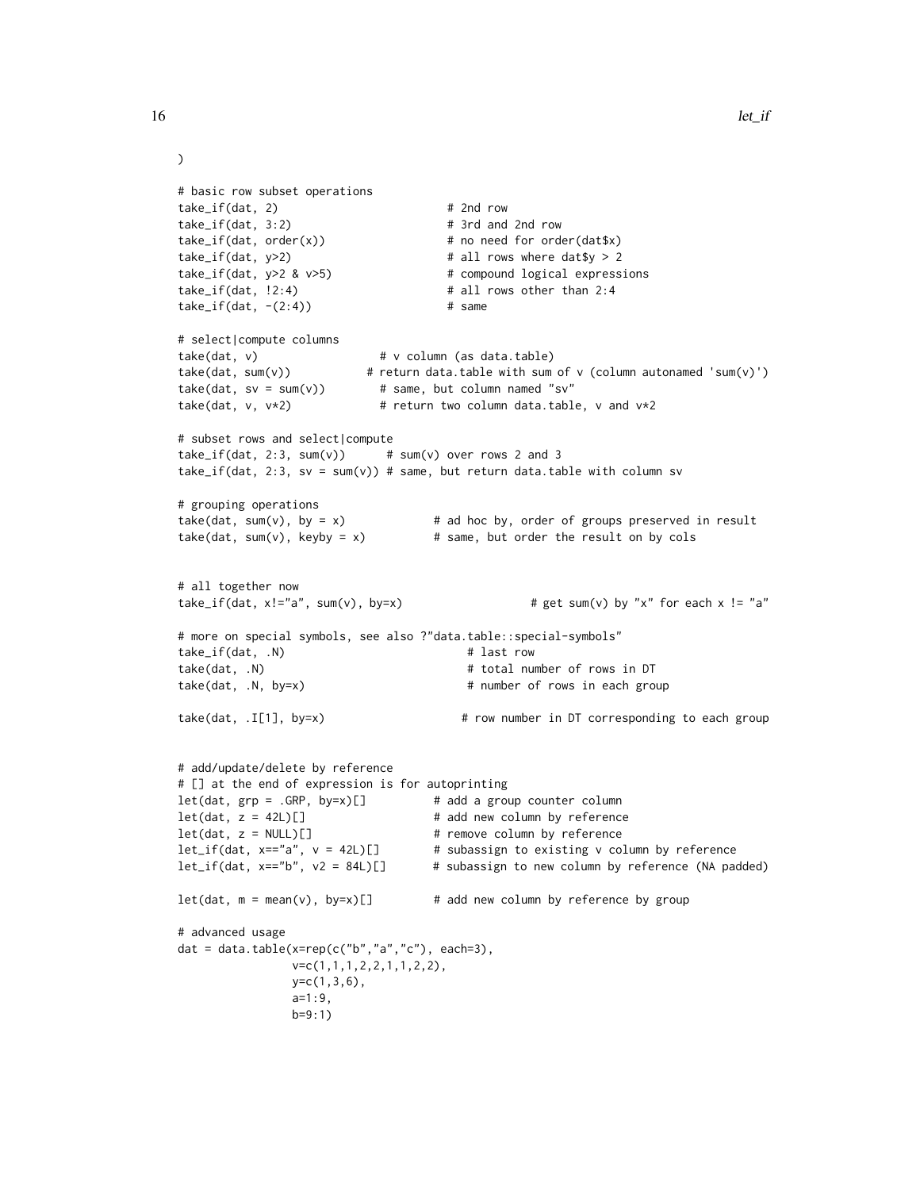```
)

# basic row subset operations
take_if(dat, 2)                          # 2nd row
take_if(dat, 3:2)                        # 3rd and 2nd row
take_if(dat, order(x))                   # no need for order(dat$x)
take_if(dat, y>2)                        # all rows where dat$y > 2
take_if(dat, y>2 & v>5)                  # compound logical expressions
take_if(dat, !2:4)                       # all rows other than 2:4
take_if(dat, -(2:4))                     # same

# select|compute columns
take(dat, v)                  # v column (as data.table)
take(dat, sum(v))           # return data.table with sum of v (column autonamed 'sum(v)')
take(dat, sv = sum(v))        # same, but column named "sv"
take(dat, v, v*2)             # return two column data.table, v and v*2

# subset rows and select|compute
take_if(dat, 2:3, sum(v))      # sum(v) over rows 2 and 3
take_if(dat, 2:3, sv = sum(v)) # same, but return data.table with column sv

# grouping operations
take(dat, sum(v), by = x)             # ad hoc by, order of groups preserved in result
take(dat, sum(v), keyby = x)          # same, but order the result on by cols


# all together now
take_if(dat, x!="a", sum(v), by=x)                    # get sum(v) by "x" for each x != "a"

# more on special symbols, see also ?"data.table::special-symbols"
take_if(dat, .N)                          # last row
take(dat, .N)                             # total number of rows in DT
take(dat, .N, by=x)                       # number of rows in each group

take(dat, .I[1], by=x)                   # row number in DT corresponding to each group


# add/update/delete by reference
# [] at the end of expression is for autoprinting
let(dat, grp = .GRP, by=x)[]          # add a group counter column
let(dat, z = 42L)[]                   # add new column by reference
let(dat, z = NULL)[]                  # remove column by reference
let_if(dat, x=="a", v = 42L)[]        # subassign to existing v column by reference
let_if(dat, x=="b", v2 = 84L)[]       # subassign to new column by reference (NA padded)

let(dat, m = mean(v), by=x)[]         # add new column by reference by group

# advanced usage
dat = data.table(x=rep(c("b","a","c"), each=3),
                 v=c(1,1,1,2,2,1,1,2,2),
                 y=c(1,3,6),
                 a=1:9,
                 b=9:1)
```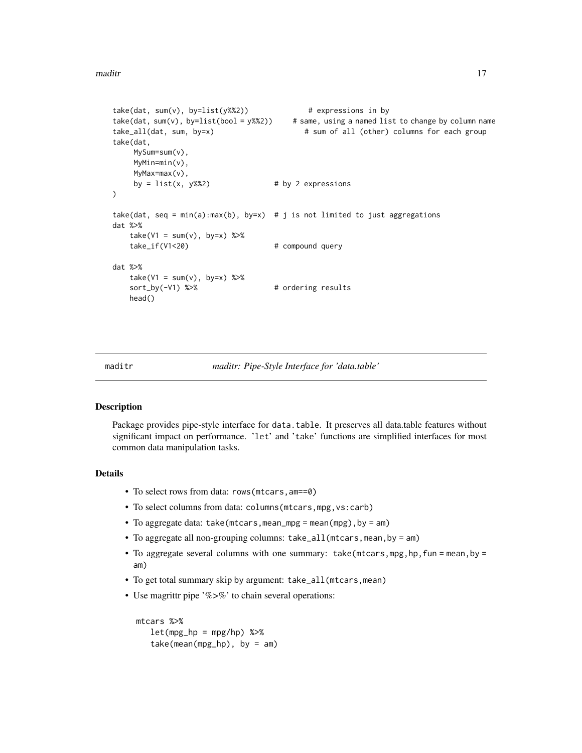```
take(dat, sum(v), by=list(y%%2))              # expressions in by
take(dat, sum(v), by=list(bool = y%%2))     # same, using a named list to change by column name
take_all(dat, sum, by=x)                      # sum of all (other) columns for each group
take(dat,
     MySum=sum(v),
     MyMin=min(v),
     MyMax=max(v),
     by = list(x, y%%2)               # by 2 expressions
)

take(dat, seq = min(a):max(b), by=x)  # j is not limited to just aggregations
dat %>%
    take(V1 = sum(v), by=x) %>%
    take_if(V1<20)                    # compound query

dat %>%
    take(V1 = sum(v), by=x) %>%
    sort_by(-V1) %>%                  # ordering results
    head()
```

---

maditr — *maditr: Pipe-Style Interface for 'data.table'*

### Description

Package provides pipe-style interface for `data.table`. It preserves all data.table features without significant impact on performance. 'let' and 'take' functions are simplified interfaces for most common data manipulation tasks.

### Details

- To select rows from data: `rows(mtcars,am==0)`
- To select columns from data: `columns(mtcars,mpg,vs:carb)`
- To aggregate data: `take(mtcars,mean_mpg = mean(mpg),by = am)`
- To aggregate all non-grouping columns: `take_all(mtcars,mean,by = am)`
- To aggregate several columns with one summary: `take(mtcars,mpg,hp,fun = mean,by = am)`
- To get total summary skip by argument: `take_all(mtcars,mean)`
- Use magrittr pipe '%>%' to chain several operations:

```
mtcars %>%
    let(mpg_hp = mpg/hp) %>%
    take(mean(mpg_hp), by = am)
```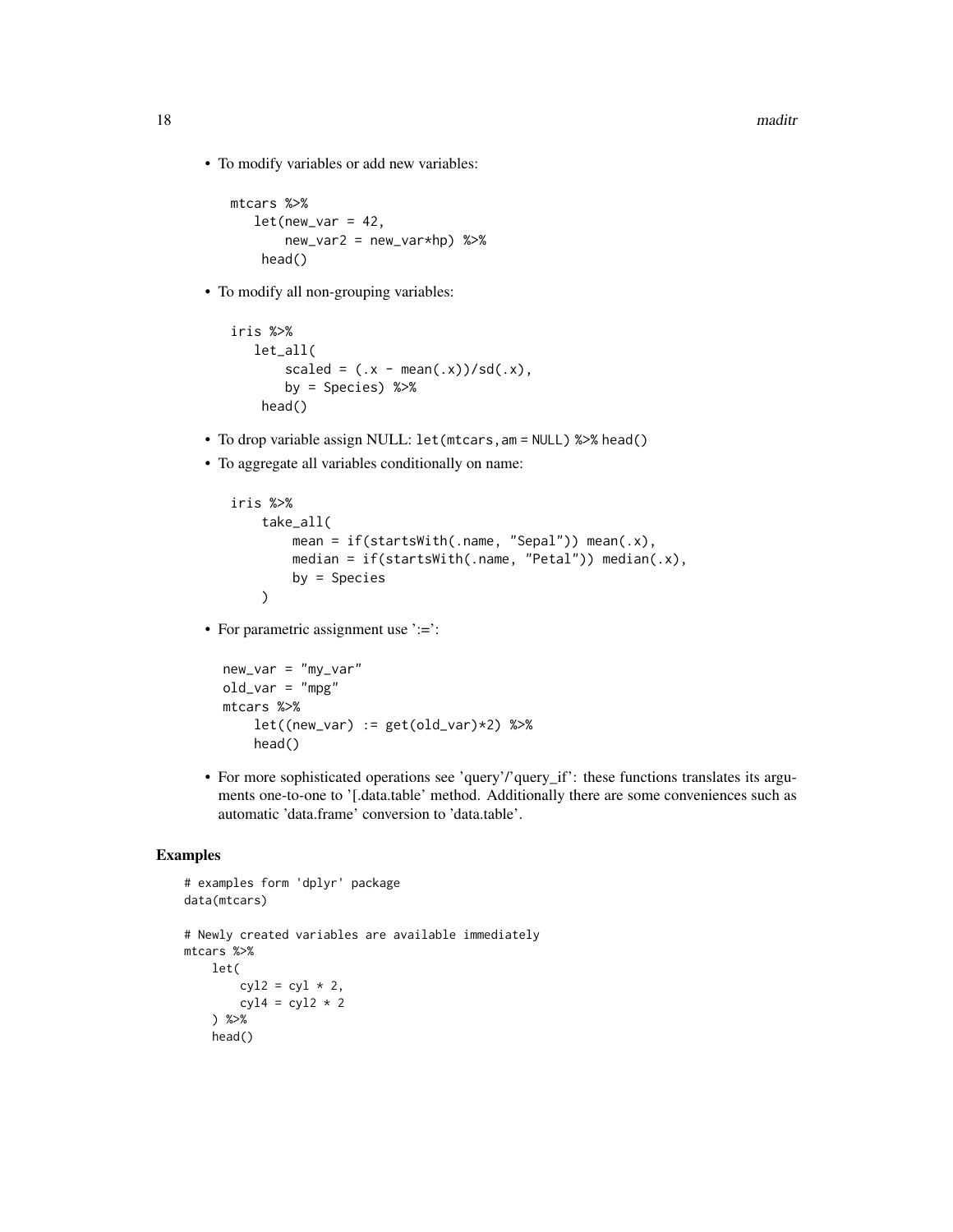- To modify variables or add new variables:

```
mtcars %>%
   let(new_var = 42,
       new_var2 = new_var*hp) %>%
    head()
```

- To modify all non-grouping variables:

```
iris %>%
   let_all(
       scaled = (.x - mean(.x))/sd(.x),
       by = Species) %>%
    head()
```

- To drop variable assign NULL: `let(mtcars,am = NULL) %>% head()`
- To aggregate all variables conditionally on name:

```
iris %>%
    take_all(
        mean = if(startsWith(.name, "Sepal")) mean(.x),
        median = if(startsWith(.name, "Petal")) median(.x),
        by = Species
    )
```

- For parametric assignment use ':=':

```
new_var = "my_var"
old_var = "mpg"
mtcars %>%
    let((new_var) := get(old_var)*2) %>%
    head()
```

- For more sophisticated operations see 'query'/'query_if': these functions translates its arguments one-to-one to '[.data.table' method. Additionally there are some conveniences such as automatic 'data.frame' conversion to 'data.table'.

## Examples

```
# examples form 'dplyr' package
data(mtcars)

# Newly created variables are available immediately
mtcars %>%
    let(
        cyl2 = cyl * 2,
        cyl4 = cyl2 * 2
    ) %>%
    head()
```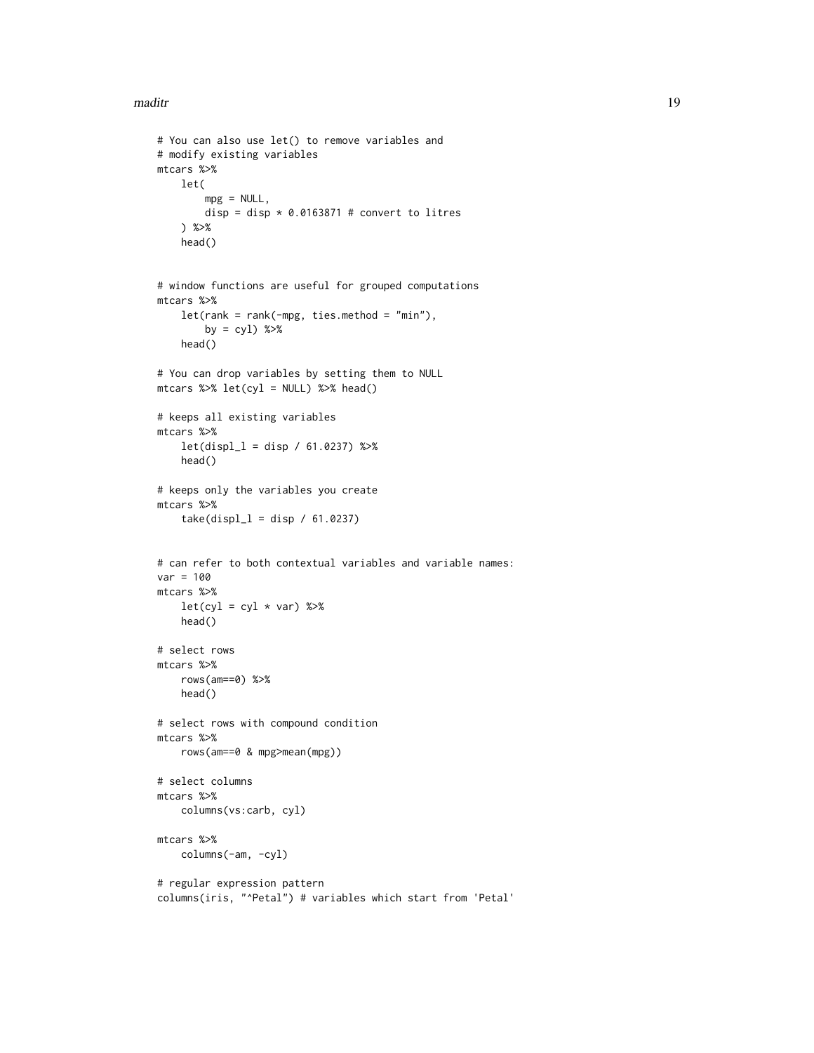```
# You can also use let() to remove variables and
# modify existing variables
mtcars %>%
    let(
        mpg = NULL,
        disp = disp * 0.0163871 # convert to litres
    ) %>%
    head()


# window functions are useful for grouped computations
mtcars %>%
    let(rank = rank(-mpg, ties.method = "min"),
        by = cyl) %>%
    head()

# You can drop variables by setting them to NULL
mtcars %>% let(cyl = NULL) %>% head()

# keeps all existing variables
mtcars %>%
    let(displ_l = disp / 61.0237) %>%
    head()

# keeps only the variables you create
mtcars %>%
    take(displ_l = disp / 61.0237)


# can refer to both contextual variables and variable names:
var = 100
mtcars %>%
    let(cyl = cyl * var) %>%
    head()

# select rows
mtcars %>%
    rows(am==0) %>%
    head()

# select rows with compound condition
mtcars %>%
    rows(am==0 & mpg>mean(mpg))

# select columns
mtcars %>%
    columns(vs:carb, cyl)

mtcars %>%
    columns(-am, -cyl)

# regular expression pattern
columns(iris, "^Petal") # variables which start from 'Petal'
```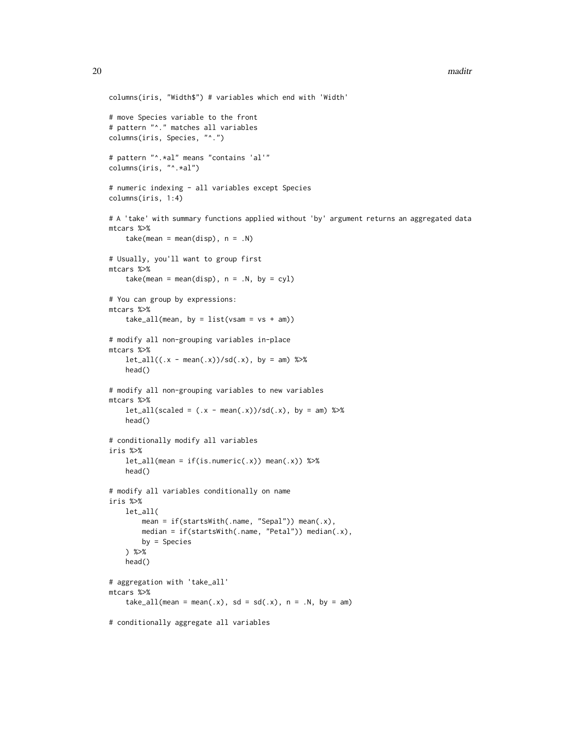```
columns(iris, "Width$") # variables which end with 'Width'

# move Species variable to the front
# pattern "^." matches all variables
columns(iris, Species, "^.")

# pattern "^.*al" means "contains 'al'"
columns(iris, "^.*al")

# numeric indexing - all variables except Species
columns(iris, 1:4)

# A 'take' with summary functions applied without 'by' argument returns an aggregated data
mtcars %>%
    take(mean = mean(disp), n = .N)

# Usually, you'll want to group first
mtcars %>%
    take(mean = mean(disp), n = .N, by = cyl)

# You can group by expressions:
mtcars %>%
    take_all(mean, by = list(vsam = vs + am))

# modify all non-grouping variables in-place
mtcars %>%
    let_all((.x - mean(.x))/sd(.x), by = am) %>%
    head()

# modify all non-grouping variables to new variables
mtcars %>%
    let_all(scaled = (.x - mean(.x))/sd(.x), by = am) %>%
    head()

# conditionally modify all variables
iris %>%
    let_all(mean = if(is.numeric(.x)) mean(.x)) %>%
    head()

# modify all variables conditionally on name
iris %>%
    let_all(
        mean = if(startsWith(.name, "Sepal")) mean(.x),
        median = if(startsWith(.name, "Petal")) median(.x),
        by = Species
    ) %>%
    head()

# aggregation with 'take_all'
mtcars %>%
    take_all(mean = mean(.x), sd = sd(.x), n = .N, by = am)

# conditionally aggregate all variables
```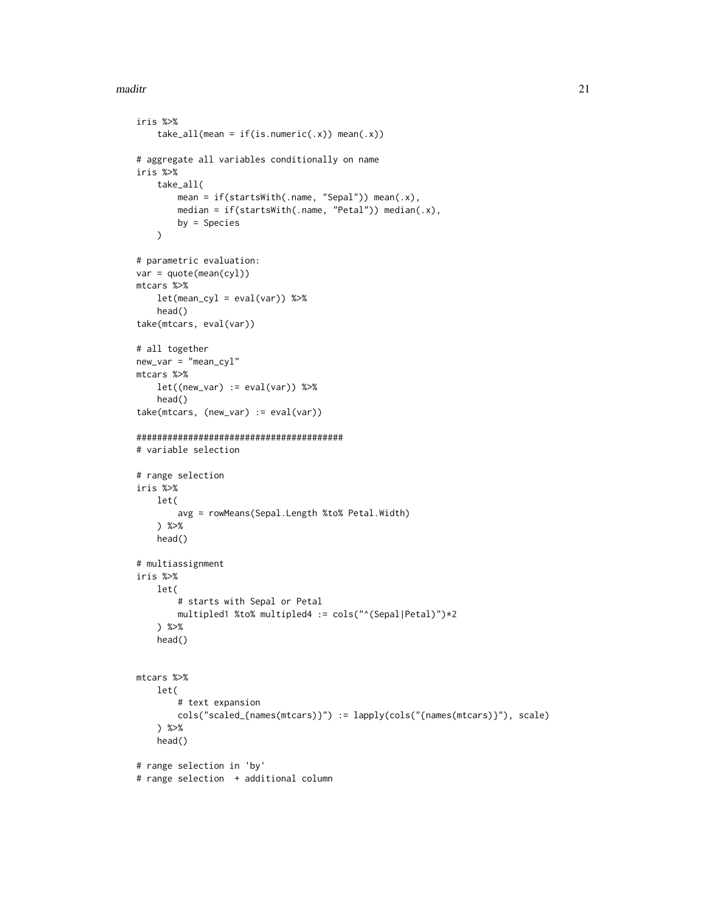```
iris %>%
    take_all(mean = if(is.numeric(.x)) mean(.x))

# aggregate all variables conditionally on name
iris %>%
    take_all(
        mean = if(startsWith(.name, "Sepal")) mean(.x),
        median = if(startsWith(.name, "Petal")) median(.x),
        by = Species
    )

# parametric evaluation:
var = quote(mean(cyl))
mtcars %>%
    let(mean_cyl = eval(var)) %>%
    head()
take(mtcars, eval(var))

# all together
new_var = "mean_cyl"
mtcars %>%
    let((new_var) := eval(var)) %>%
    head()
take(mtcars, (new_var) := eval(var))

########################################
# variable selection

# range selection
iris %>%
    let(
        avg = rowMeans(Sepal.Length %to% Petal.Width)
    ) %>%
    head()

# multiassignment
iris %>%
    let(
        # starts with Sepal or Petal
        multipled1 %to% multipled4 := cols("^(Sepal|Petal)")*2
    ) %>%
    head()


mtcars %>%
    let(
        # text expansion
        cols("scaled_{names(mtcars)}") := lapply(cols("{names(mtcars)}"), scale)
    ) %>%
    head()

# range selection in 'by'
# range selection  + additional column
```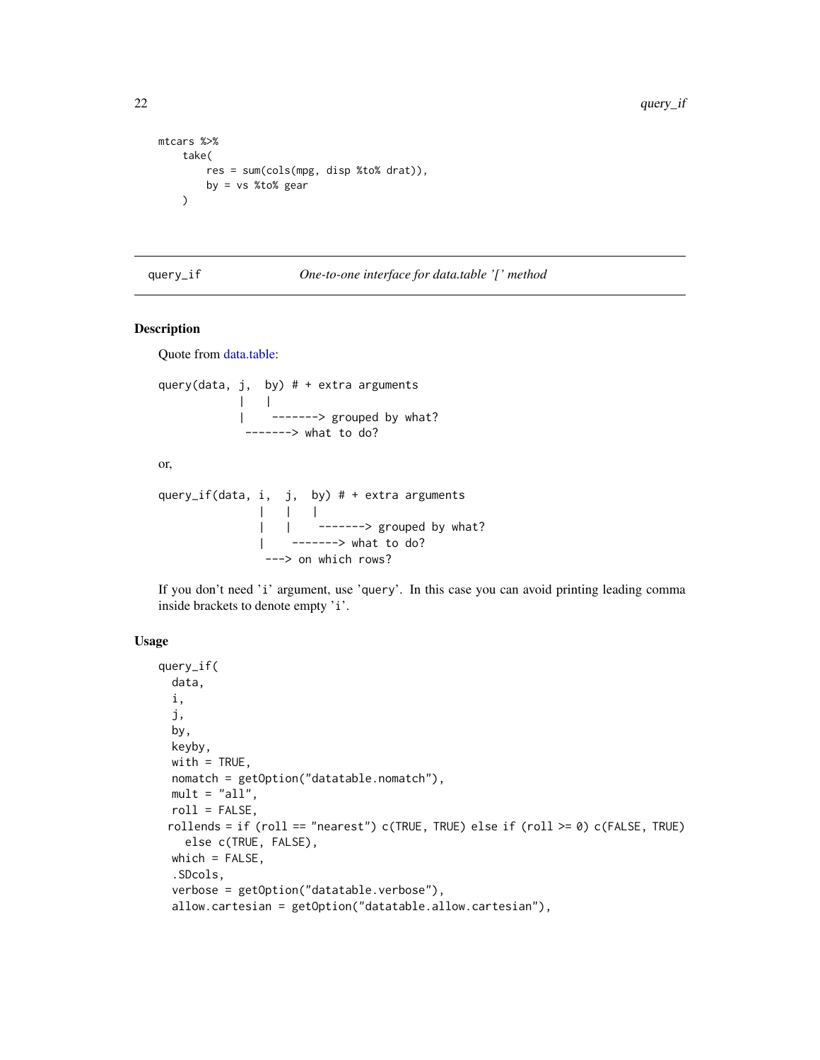```
mtcars %>%
    take(
        res = sum(cols(mpg, disp %to% drat)),
        by = vs %to% gear
    )
```

## query_if — *One-to-one interface for data.table '[' method*

### Description

Quote from data.table:

```
query(data, j,  by) # + extra arguments
            |    |
            |    -------> grouped by what?
             -------> what to do?
```

or,

```
query_if(data, i,  j,  by) # + extra arguments
               |    |    |
               |    |    -------> grouped by what?
               |    -------> what to do?
                ---> on which rows?
```

If you don't need 'i' argument, use 'query'. In this case you can avoid printing leading comma inside brackets to denote empty 'i'.

### Usage

```
query_if(
  data,
  i,
  j,
  by,
  keyby,
  with = TRUE,
  nomatch = getOption("datatable.nomatch"),
  mult = "all",
  roll = FALSE,
 rollends = if (roll == "nearest") c(TRUE, TRUE) else if (roll >= 0) c(FALSE, TRUE)
    else c(TRUE, FALSE),
  which = FALSE,
  .SDcols,
  verbose = getOption("datatable.verbose"),
  allow.cartesian = getOption("datatable.allow.cartesian"),
```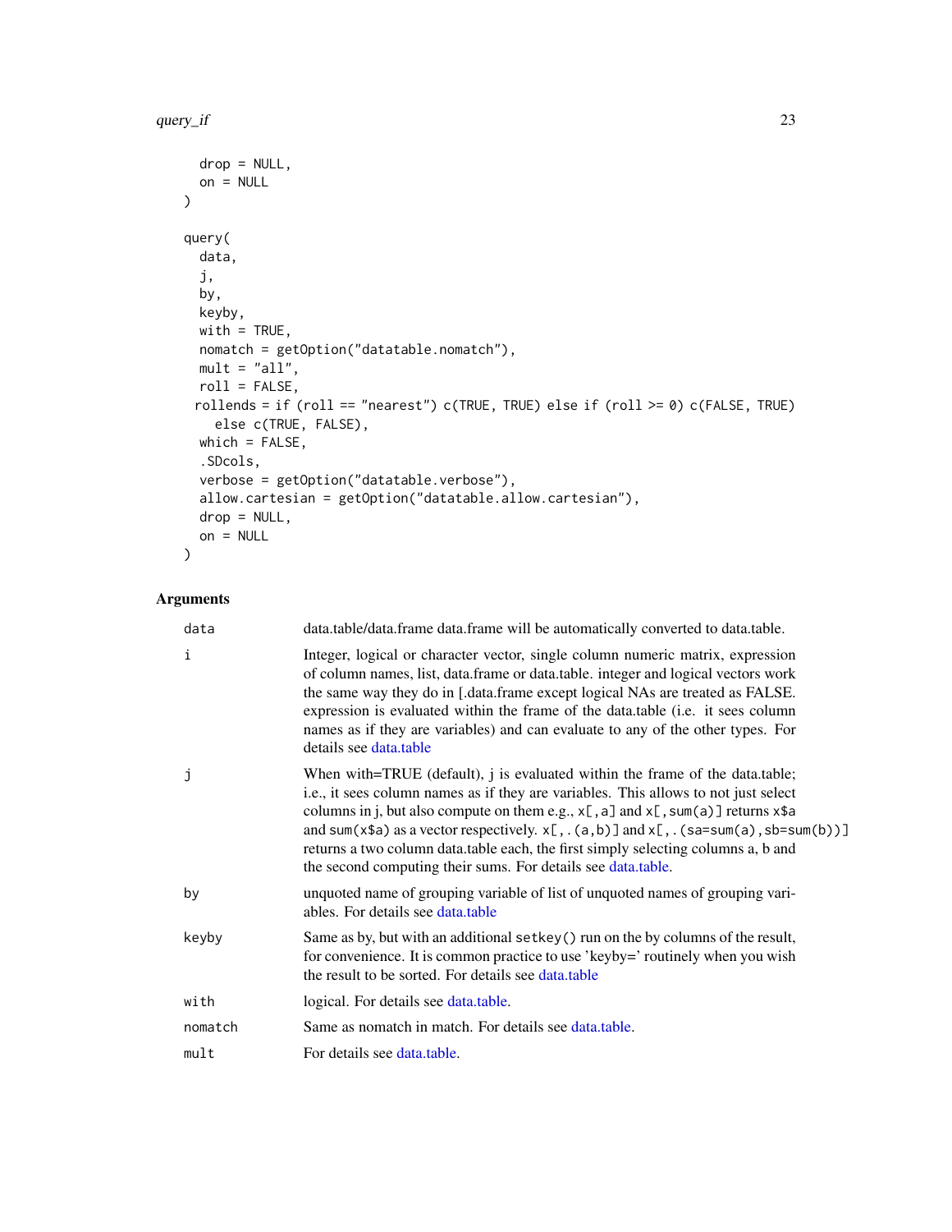```
  drop = NULL,
  on = NULL
)

query(
  data,
  j,
  by,
  keyby,
  with = TRUE,
  nomatch = getOption("datatable.nomatch"),
  mult = "all",
  roll = FALSE,
 rollends = if (roll == "nearest") c(TRUE, TRUE) else if (roll >= 0) c(FALSE, TRUE)
    else c(TRUE, FALSE),
  which = FALSE,
  .SDcols,
  verbose = getOption("datatable.verbose"),
  allow.cartesian = getOption("datatable.allow.cartesian"),
  drop = NULL,
  on = NULL
)
```

## Arguments

| | |
|---|---|
| `data` | data.table/data.frame data.frame will be automatically converted to data.table. |
| `i` | Integer, logical or character vector, single column numeric matrix, expression of column names, list, data.frame or data.table. integer and logical vectors work the same way they do in [.data.frame except logical NAs are treated as FALSE. expression is evaluated within the frame of the data.table (i.e. it sees column names as if they are variables) and can evaluate to any of the other types. For details see data.table |
| `j` | When with=TRUE (default), j is evaluated within the frame of the data.table; i.e., it sees column names as if they are variables. This allows to not just select columns in j, but also compute on them e.g., `x[,a]` and `x[,sum(a)]` returns `x$a` and `sum(x$a)` as a vector respectively. `x[,.(a,b)]` and `x[,.(sa=sum(a),sb=sum(b))]` returns a two column data.table each, the first simply selecting columns a, b and the second computing their sums. For details see data.table. |
| `by` | unquoted name of grouping variable of list of unquoted names of grouping variables. For details see data.table |
| `keyby` | Same as by, but with an additional `setkey()` run on the by columns of the result, for convenience. It is common practice to use 'keyby=' routinely when you wish the result to be sorted. For details see data.table |
| `with` | logical. For details see data.table. |
| `nomatch` | Same as nomatch in match. For details see data.table. |
| `mult` | For details see data.table. |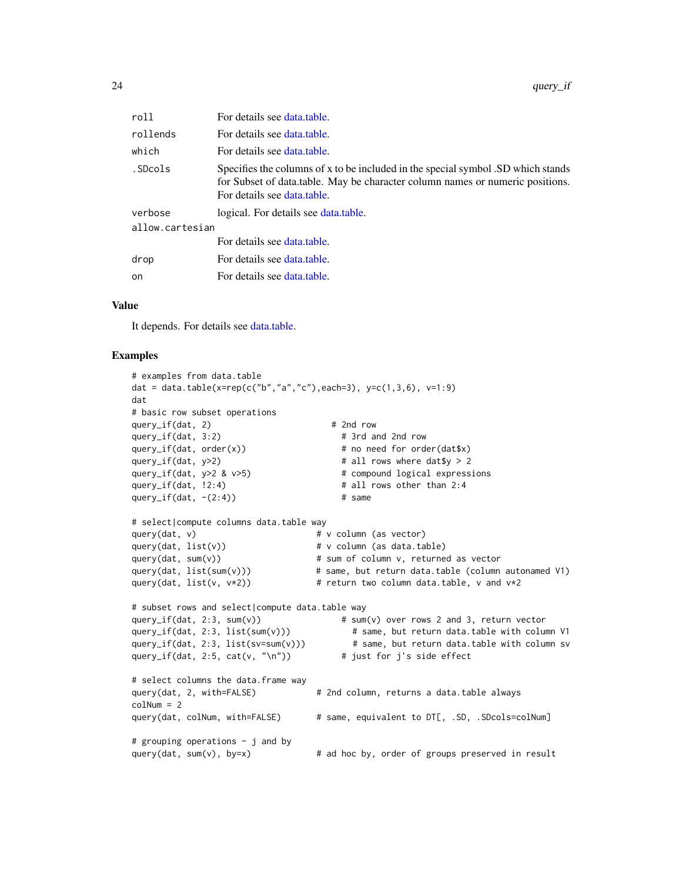| | |
|---|---|
| roll | For details see data.table. |
| rollends | For details see data.table. |
| which | For details see data.table. |
| .SDcols | Specifies the columns of x to be included in the special symbol .SD which stands for Subset of data.table. May be character column names or numeric positions. For details see data.table. |
| verbose | logical. For details see data.table. |
| allow.cartesian | For details see data.table. |
| drop | For details see data.table. |
| on | For details see data.table. |

## Value

It depends. For details see data.table.

## Examples

```
# examples from data.table
dat = data.table(x=rep(c("b","a","c"),each=3), y=c(1,3,6), v=1:9)
dat
# basic row subset operations
query_if(dat, 2)                         # 2nd row
query_if(dat, 3:2)                         # 3rd and 2nd row
query_if(dat, order(x))                    # no need for order(dat$x)
query_if(dat, y>2)                         # all rows where dat$y > 2
query_if(dat, y>2 & v>5)                   # compound logical expressions
query_if(dat, !2:4)                        # all rows other than 2:4
query_if(dat, -(2:4))                      # same

# select|compute columns data.table way
query(dat, v)                         # v column (as vector)
query(dat, list(v))                   # v column (as data.table)
query(dat, sum(v))                    # sum of column v, returned as vector
query(dat, list(sum(v)))              # same, but return data.table (column autonamed V1)
query(dat, list(v, v*2))              # return two column data.table, v and v*2

# subset rows and select|compute data.table way
query_if(dat, 2:3, sum(v))                 # sum(v) over rows 2 and 3, return vector
query_if(dat, 2:3, list(sum(v)))             # same, but return data.table with column V1
query_if(dat, 2:3, list(sv=sum(v)))          # same, but return data.table with column sv
query_if(dat, 2:5, cat(v, "\n"))           # just for j's side effect

# select columns the data.frame way
query(dat, 2, with=FALSE)             # 2nd column, returns a data.table always
colNum = 2
query(dat, colNum, with=FALSE)        # same, equivalent to DT[, .SD, .SDcols=colNum]

# grouping operations - j and by
query(dat, sum(v), by=x)              # ad hoc by, order of groups preserved in result
```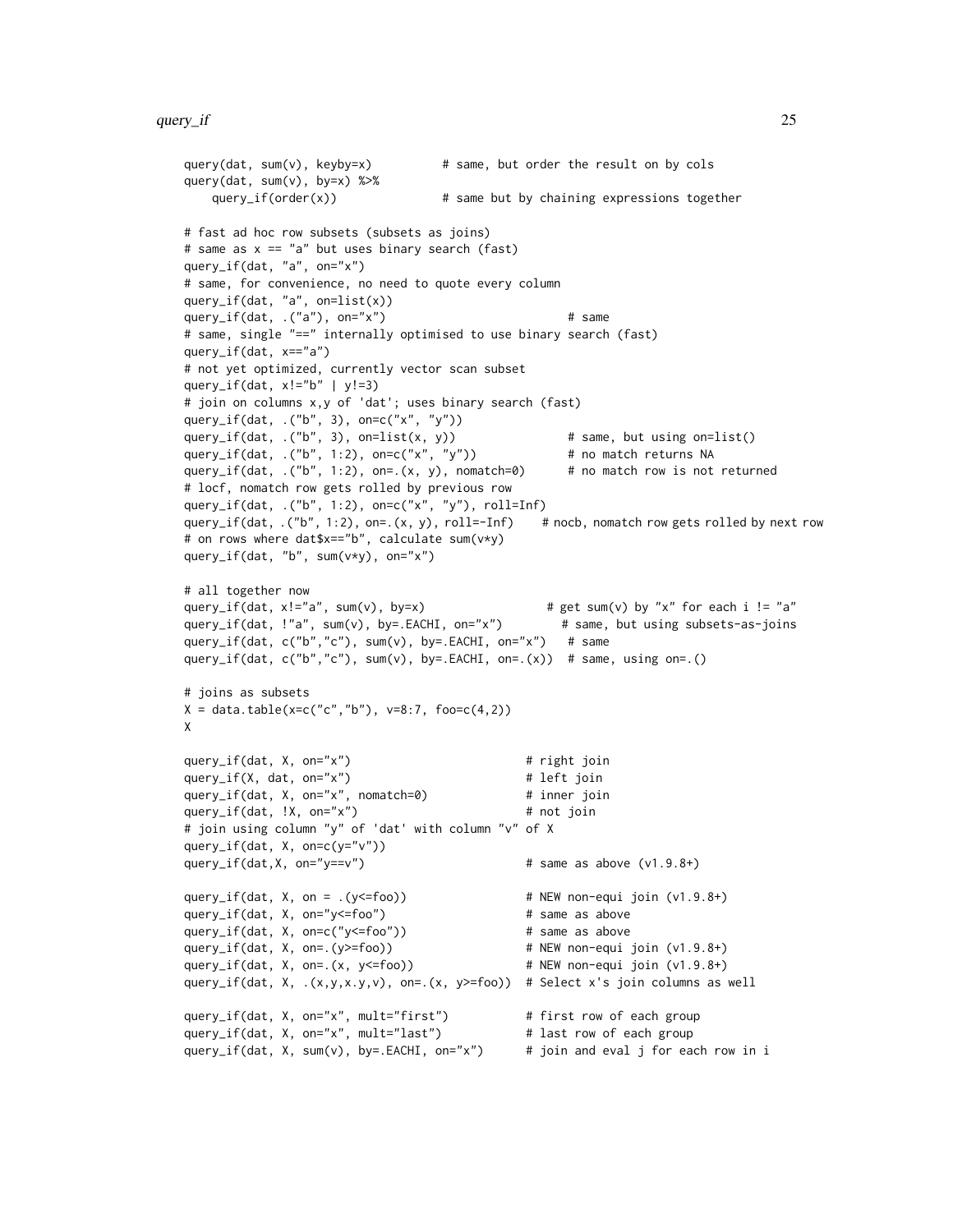```
query(dat, sum(v), keyby=x)          # same, but order the result on by cols
query(dat, sum(v), by=x) %>%
    query_if(order(x))               # same but by chaining expressions together

# fast ad hoc row subsets (subsets as joins)
# same as x == "a" but uses binary search (fast)
query_if(dat, "a", on="x")
# same, for convenience, no need to quote every column
query_if(dat, "a", on=list(x))
query_if(dat, .("a"), on="x")                           # same
# same, single "==" internally optimised to use binary search (fast)
query_if(dat, x=="a")
# not yet optimized, currently vector scan subset
query_if(dat, x!="b" | y!=3)
# join on columns x,y of 'dat'; uses binary search (fast)
query_if(dat, .("b", 3), on=c("x", "y"))
query_if(dat, .("b", 3), on=list(x, y))                # same, but using on=list()
query_if(dat, .("b", 1:2), on=c("x", "y"))             # no match returns NA
query_if(dat, .("b", 1:2), on=.(x, y), nomatch=0)      # no match row is not returned
# locf, nomatch row gets rolled by previous row
query_if(dat, .("b", 1:2), on=c("x", "y"), roll=Inf)
query_if(dat, .("b", 1:2), on=.(x, y), roll=-Inf)    # nocb, nomatch row gets rolled by next row
# on rows where dat$x=="b", calculate sum(v*y)
query_if(dat, "b", sum(v*y), on="x")

# all together now
query_if(dat, x!="a", sum(v), by=x)                  # get sum(v) by "x" for each i != "a"
query_if(dat, !"a", sum(v), by=.EACHI, on="x")        # same, but using subsets-as-joins
query_if(dat, c("b","c"), sum(v), by=.EACHI, on="x")   # same
query_if(dat, c("b","c"), sum(v), by=.EACHI, on=.(x))  # same, using on=.()

# joins as subsets
X = data.table(x=c("c","b"), v=8:7, foo=c(4,2))
X

query_if(dat, X, on="x")                         # right join
query_if(X, dat, on="x")                         # left join
query_if(dat, X, on="x", nomatch=0)              # inner join
query_if(dat, !X, on="x")                        # not join
# join using column "y" of 'dat' with column "v" of X
query_if(dat, X, on=c(y="v"))
query_if(dat,X, on="y==v")                       # same as above (v1.9.8+)

query_if(dat, X, on = .(y<=foo))                 # NEW non-equi join (v1.9.8+)
query_if(dat, X, on="y<=foo")                    # same as above
query_if(dat, X, on=c("y<=foo"))                 # same as above
query_if(dat, X, on=.(y>=foo))                   # NEW non-equi join (v1.9.8+)
query_if(dat, X, on=.(x, y<=foo))                # NEW non-equi join (v1.9.8+)
query_if(dat, X, .(x,y,x.y,v), on=.(x, y>=foo))  # Select x's join columns as well

query_if(dat, X, on="x", mult="first")           # first row of each group
query_if(dat, X, on="x", mult="last")            # last row of each group
query_if(dat, X, sum(v), by=.EACHI, on="x")      # join and eval j for each row in i
```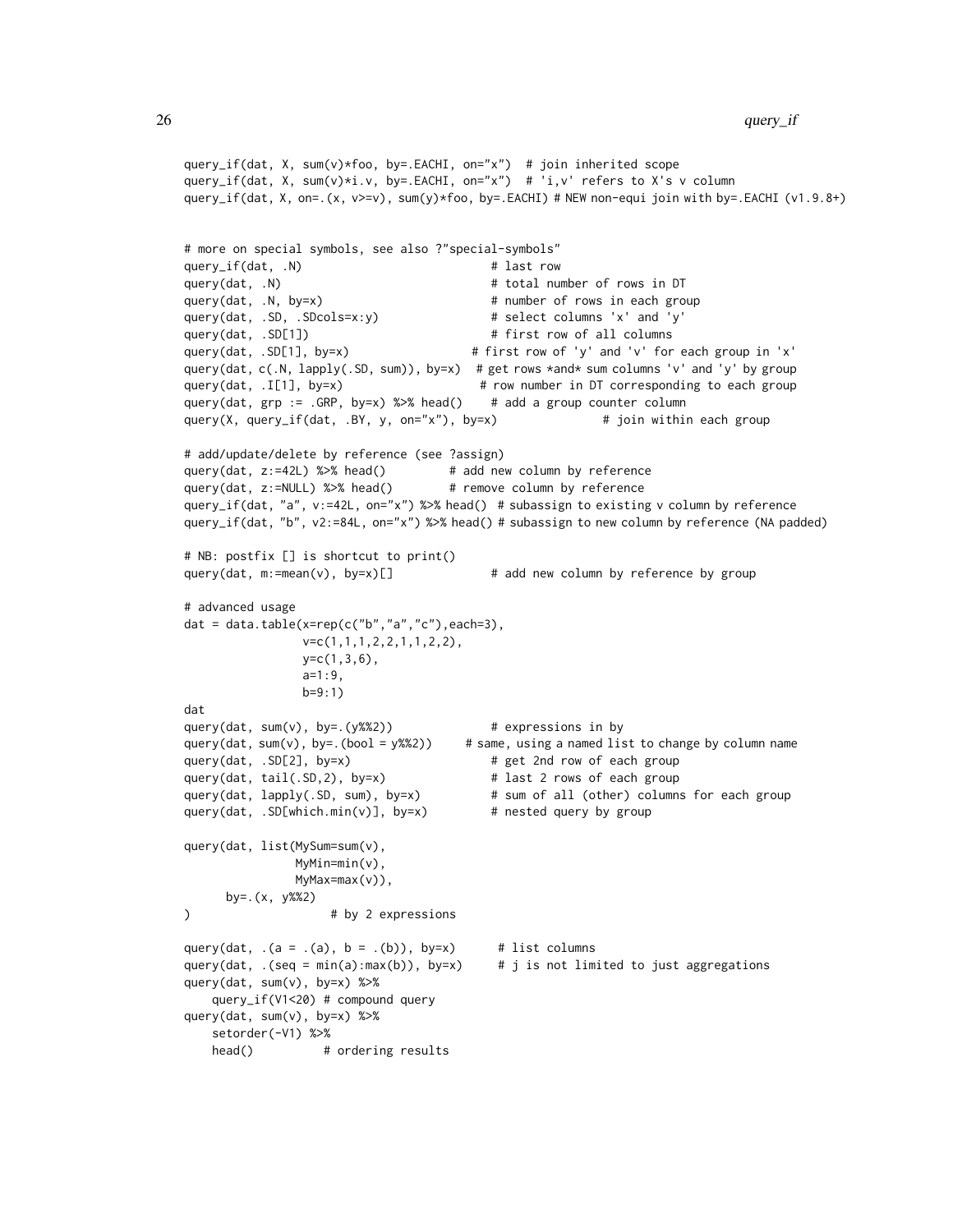```
query_if(dat, X, sum(v)*foo, by=.EACHI, on="x")  # join inherited scope
query_if(dat, X, sum(v)*i.v, by=.EACHI, on="x")  # 'i,v' refers to X's v column
query_if(dat, X, on=.(x, v>=v), sum(y)*foo, by=.EACHI) # NEW non-equi join with by=.EACHI (v1.9.8+)


# more on special symbols, see also ?"special-symbols"
query_if(dat, .N)                           # last row
query(dat, .N)                              # total number of rows in DT
query(dat, .N, by=x)                        # number of rows in each group
query(dat, .SD, .SDcols=x:y)                # select columns 'x' and 'y'
query(dat, .SD[1])                          # first row of all columns
query(dat, .SD[1], by=x)                  # first row of 'y' and 'v' for each group in 'x'
query(dat, c(.N, lapply(.SD, sum)), by=x)  # get rows *and* sum columns 'v' and 'y' by group
query(dat, .I[1], by=x)                    # row number in DT corresponding to each group
query(dat, grp := .GRP, by=x) %>% head()    # add a group counter column
query(X, query_if(dat, .BY, y, on="x"), by=x)               # join within each group

# add/update/delete by reference (see ?assign)
query(dat, z:=42L) %>% head()         # add new column by reference
query(dat, z:=NULL) %>% head()        # remove column by reference
query_if(dat, "a", v:=42L, on="x") %>% head()  # subassign to existing v column by reference
query_if(dat, "b", v2:=84L, on="x") %>% head() # subassign to new column by reference (NA padded)

# NB: postfix [] is shortcut to print()
query(dat, m:=mean(v), by=x)[]              # add new column by reference by group

# advanced usage
dat = data.table(x=rep(c("b","a","c"),each=3),
                 v=c(1,1,1,2,2,1,1,2,2),
                 y=c(1,3,6),
                 a=1:9,
                 b=9:1)
dat
query(dat, sum(v), by=.(y%%2))              # expressions in by
query(dat, sum(v), by=.(bool = y%%2))     # same, using a named list to change by column name
query(dat, .SD[2], by=x)                    # get 2nd row of each group
query(dat, tail(.SD,2), by=x)               # last 2 rows of each group
query(dat, lapply(.SD, sum), by=x)          # sum of all (other) columns for each group
query(dat, .SD[which.min(v)], by=x)         # nested query by group

query(dat, list(MySum=sum(v),
                MyMin=min(v),
                MyMax=max(v)),
      by=.(x, y%%2)
)                    # by 2 expressions

query(dat, .(a = .(a), b = .(b)), by=x)      # list columns
query(dat, .(seq = min(a):max(b)), by=x)     # j is not limited to just aggregations
query(dat, sum(v), by=x) %>%
    query_if(V1<20) # compound query
query(dat, sum(v), by=x) %>%
    setorder(-V1) %>%
    head()          # ordering results
```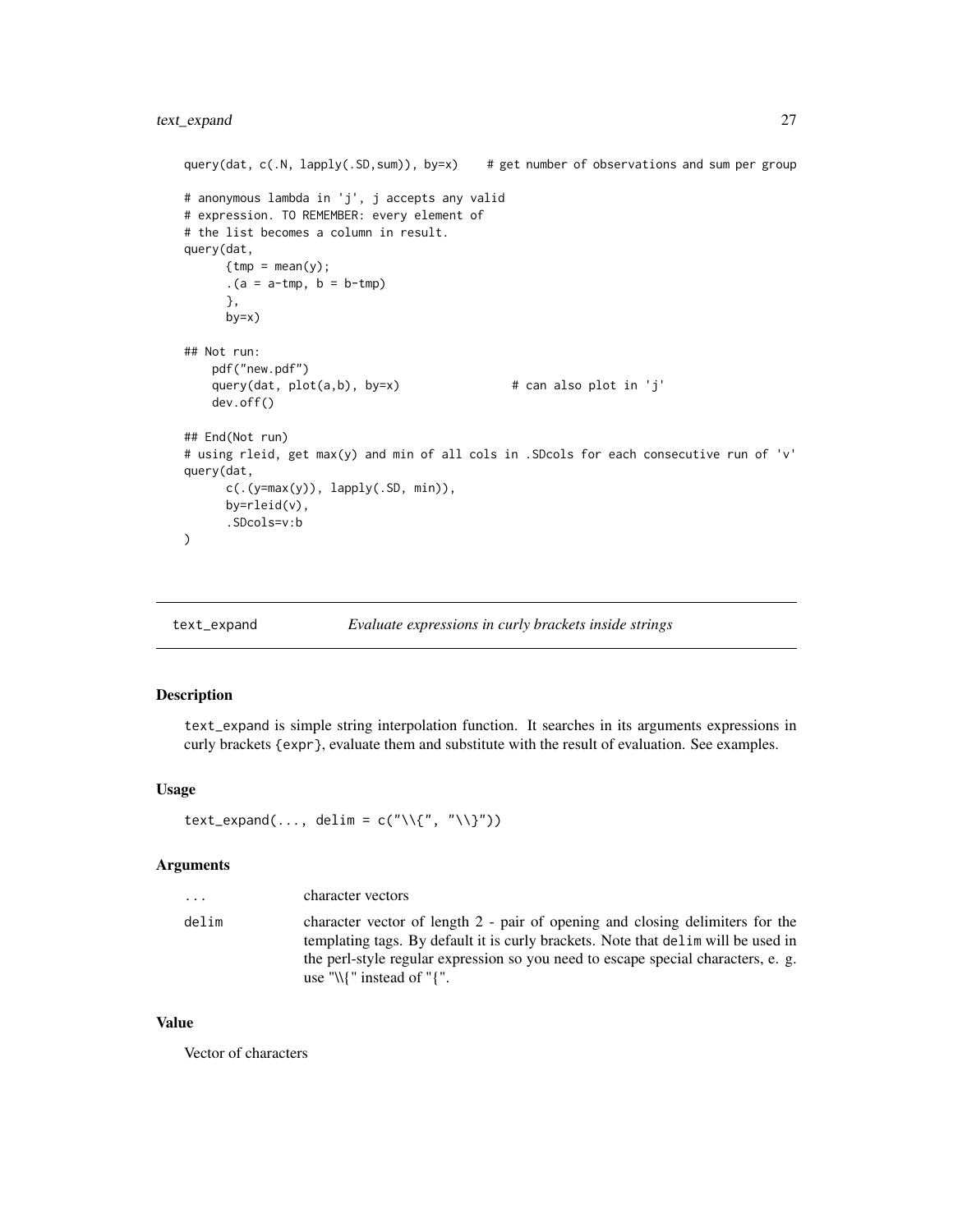```
query(dat, c(.N, lapply(.SD,sum)), by=x)    # get number of observations and sum per group

# anonymous lambda in 'j', j accepts any valid
# expression. TO REMEMBER: every element of
# the list becomes a column in result.
query(dat,
      {tmp = mean(y);
      .(a = a-tmp, b = b-tmp)
      },
      by=x)

## Not run:
    pdf("new.pdf")
    query(dat, plot(a,b), by=x)                # can also plot in 'j'
    dev.off()

## End(Not run)
# using rleid, get max(y) and min of all cols in .SDcols for each consecutive run of 'v'
query(dat,
      c(.(y=max(y)), lapply(.SD, min)),
      by=rleid(v),
      .SDcols=v:b
)
```

---

## text_expand — *Evaluate expressions in curly brackets inside strings*

### Description

`text_expand` is simple string interpolation function. It searches in its arguments expressions in curly brackets `{expr}`, evaluate them and substitute with the result of evaluation. See examples.

### Usage

```
text_expand(..., delim = c("\\{", "\\}"))
```

### Arguments

| | |
|---|---|
| `...` | character vectors |
| `delim` | character vector of length 2 - pair of opening and closing delimiters for the templating tags. By default it is curly brackets. Note that `delim` will be used in the perl-style regular expression so you need to escape special characters, e. g. use "\\{" instead of "{". |

### Value

Vector of characters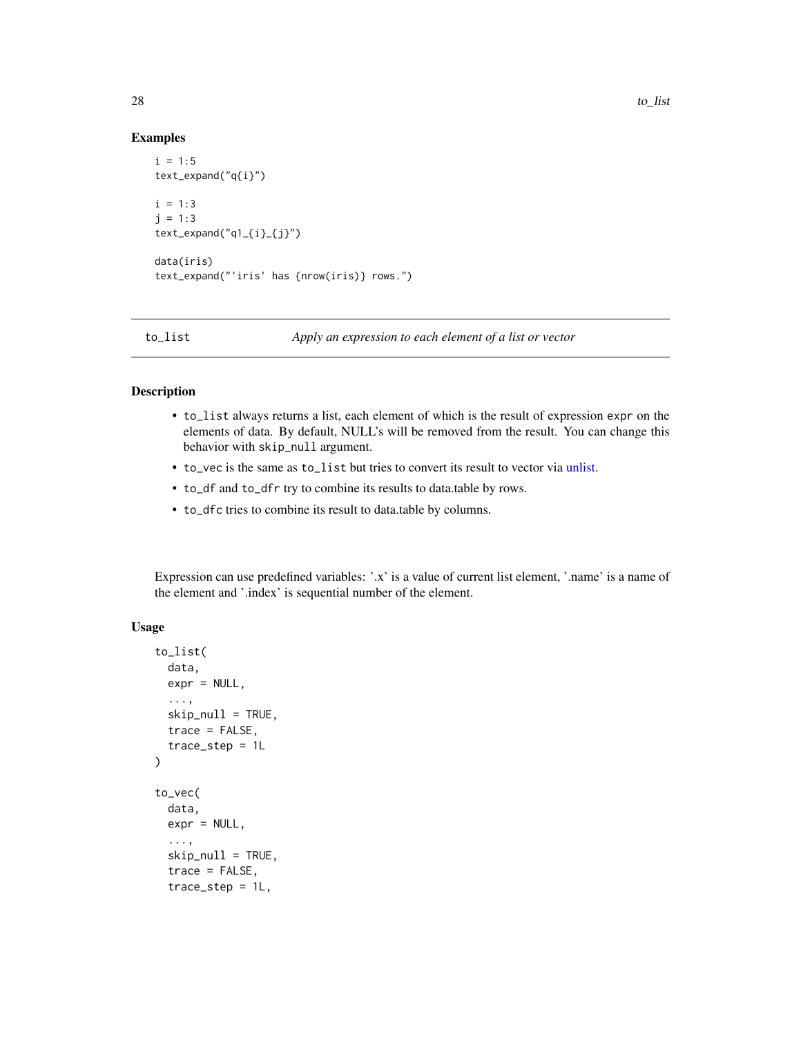### Examples

```
i = 1:5
text_expand("q{i}")

i = 1:3
j = 1:3
text_expand("q1_{i}_{j}")

data(iris)
text_expand("'iris' has {nrow(iris)} rows.")
```

## to_list *Apply an expression to each element of a list or vector*

### Description

- to_list always returns a list, each element of which is the result of expression expr on the elements of data. By default, NULL's will be removed from the result. You can change this behavior with skip_null argument.
- to_vec is the same as to_list but tries to convert its result to vector via unlist.
- to_df and to_dfr try to combine its results to data.table by rows.
- to_dfc tries to combine its result to data.table by columns.

Expression can use predefined variables: '.x' is a value of current list element, '.name' is a name of the element and '.index' is sequential number of the element.

### Usage

```
to_list(
  data,
  expr = NULL,
  ...,
  skip_null = TRUE,
  trace = FALSE,
  trace_step = 1L
)

to_vec(
  data,
  expr = NULL,
  ...,
  skip_null = TRUE,
  trace = FALSE,
  trace_step = 1L,
```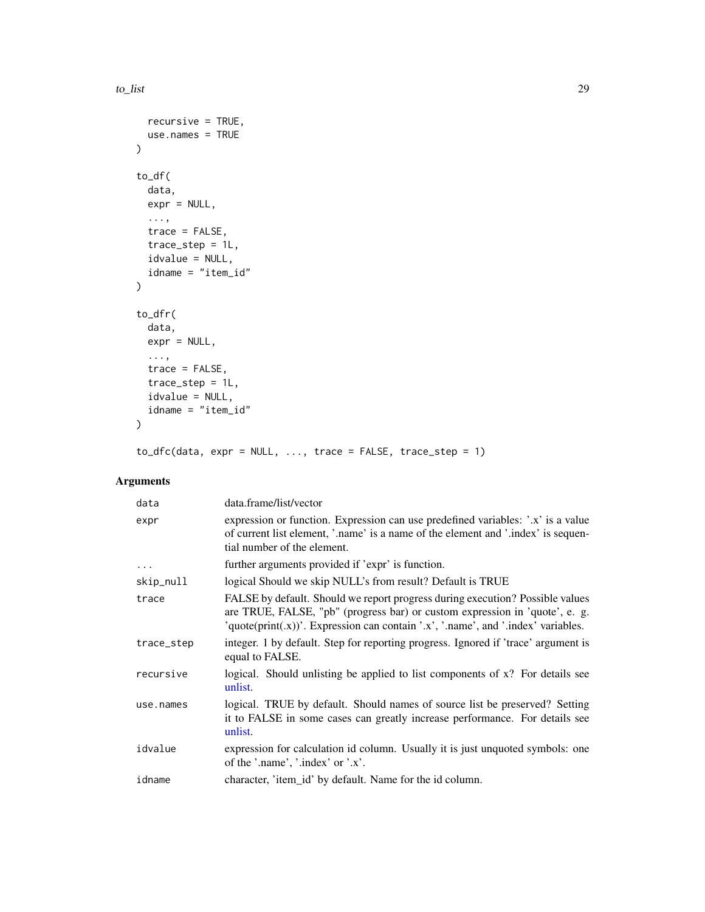```
  recursive = TRUE,
  use.names = TRUE
)

to_df(
  data,
  expr = NULL,
  ...,
  trace = FALSE,
  trace_step = 1L,
  idvalue = NULL,
  idname = "item_id"
)

to_dfr(
  data,
  expr = NULL,
  ...,
  trace = FALSE,
  trace_step = 1L,
  idvalue = NULL,
  idname = "item_id"
)

to_dfc(data, expr = NULL, ..., trace = FALSE, trace_step = 1)
```

## Arguments

| | |
|---|---|
| data | data.frame/list/vector |
| expr | expression or function. Expression can use predefined variables: '.x' is a value of current list element, '.name' is a name of the element and '.index' is sequential number of the element. |
| ... | further arguments provided if 'expr' is function. |
| skip_null | logical Should we skip NULL's from result? Default is TRUE |
| trace | FALSE by default. Should we report progress during execution? Possible values are TRUE, FALSE, "pb" (progress bar) or custom expression in 'quote', e. g. 'quote(print(.x))'. Expression can contain '.x', '.name', and '.index' variables. |
| trace_step | integer. 1 by default. Step for reporting progress. Ignored if 'trace' argument is equal to FALSE. |
| recursive | logical. Should unlisting be applied to list components of x? For details see unlist. |
| use.names | logical. TRUE by default. Should names of source list be preserved? Setting it to FALSE in some cases can greatly increase performance. For details see unlist. |
| idvalue | expression for calculation id column. Usually it is just unquoted symbols: one of the '.name', '.index' or '.x'. |
| idname | character, 'item_id' by default. Name for the id column. |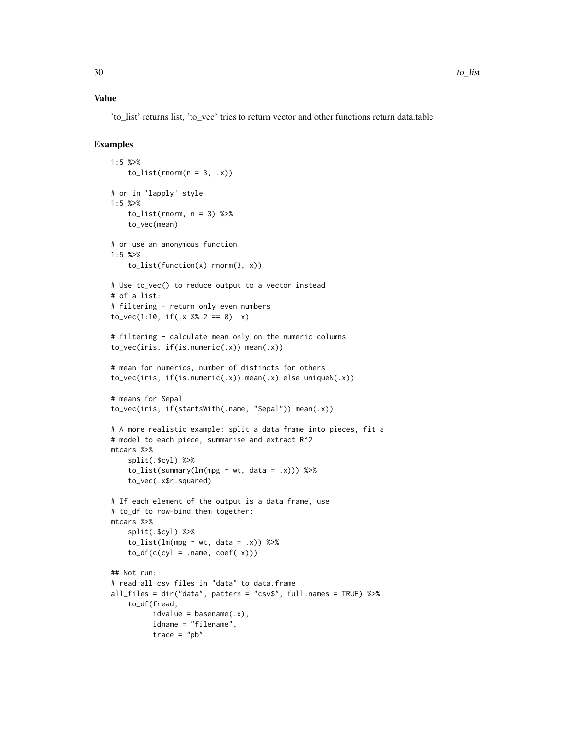### Value

'to_list' returns list, 'to_vec' tries to return vector and other functions return data.table

### Examples

```
1:5 %>%
    to_list(rnorm(n = 3, .x))

# or in 'lapply' style
1:5 %>%
    to_list(rnorm, n = 3) %>%
    to_vec(mean)

# or use an anonymous function
1:5 %>%
    to_list(function(x) rnorm(3, x))

# Use to_vec() to reduce output to a vector instead
# of a list:
# filtering - return only even numbers
to_vec(1:10, if(.x %% 2 == 0) .x)

# filtering - calculate mean only on the numeric columns
to_vec(iris, if(is.numeric(.x)) mean(.x))

# mean for numerics, number of distincts for others
to_vec(iris, if(is.numeric(.x)) mean(.x) else uniqueN(.x))

# means for Sepal
to_vec(iris, if(startsWith(.name, "Sepal")) mean(.x))

# A more realistic example: split a data frame into pieces, fit a
# model to each piece, summarise and extract R^2
mtcars %>%
    split(.$cyl) %>%
    to_list(summary(lm(mpg ~ wt, data = .x))) %>%
    to_vec(.x$r.squared)

# If each element of the output is a data frame, use
# to_df to row-bind them together:
mtcars %>%
    split(.$cyl) %>%
    to_list(lm(mpg ~ wt, data = .x)) %>%
    to_df(c(cyl = .name, coef(.x)))

## Not run:
# read all csv files in "data" to data.frame
all_files = dir("data", pattern = "csv$", full.names = TRUE) %>%
    to_df(fread,
          idvalue = basename(.x),
          idname = "filename",
          trace = "pb"
```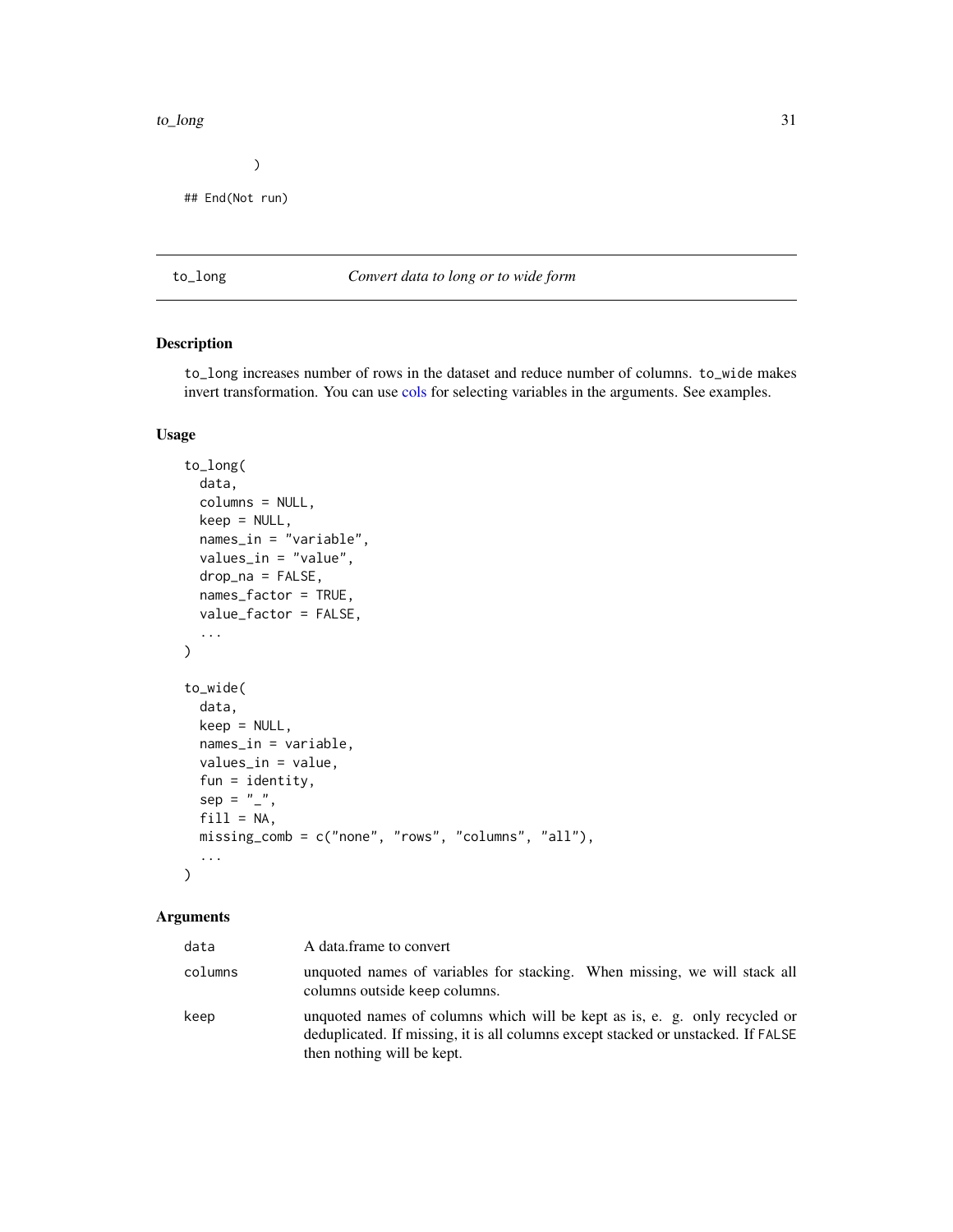```
        )

## End(Not run)
```

---

## to_long — *Convert data to long or to wide form*

### Description

`to_long` increases number of rows in the dataset and reduce number of columns. `to_wide` makes invert transformation. You can use cols for selecting variables in the arguments. See examples.

### Usage

```
to_long(
  data,
  columns = NULL,
  keep = NULL,
  names_in = "variable",
  values_in = "value",
  drop_na = FALSE,
  names_factor = TRUE,
  value_factor = FALSE,
  ...
)

to_wide(
  data,
  keep = NULL,
  names_in = variable,
  values_in = value,
  fun = identity,
  sep = "_",
  fill = NA,
  missing_comb = c("none", "rows", "columns", "all"),
  ...
)
```

### Arguments

| | |
|---|---|
| `data` | A data.frame to convert |
| `columns` | unquoted names of variables for stacking. When missing, we will stack all columns outside keep columns. |
| `keep` | unquoted names of columns which will be kept as is, e. g. only recycled or deduplicated. If missing, it is all columns except stacked or unstacked. If `FALSE` then nothing will be kept. |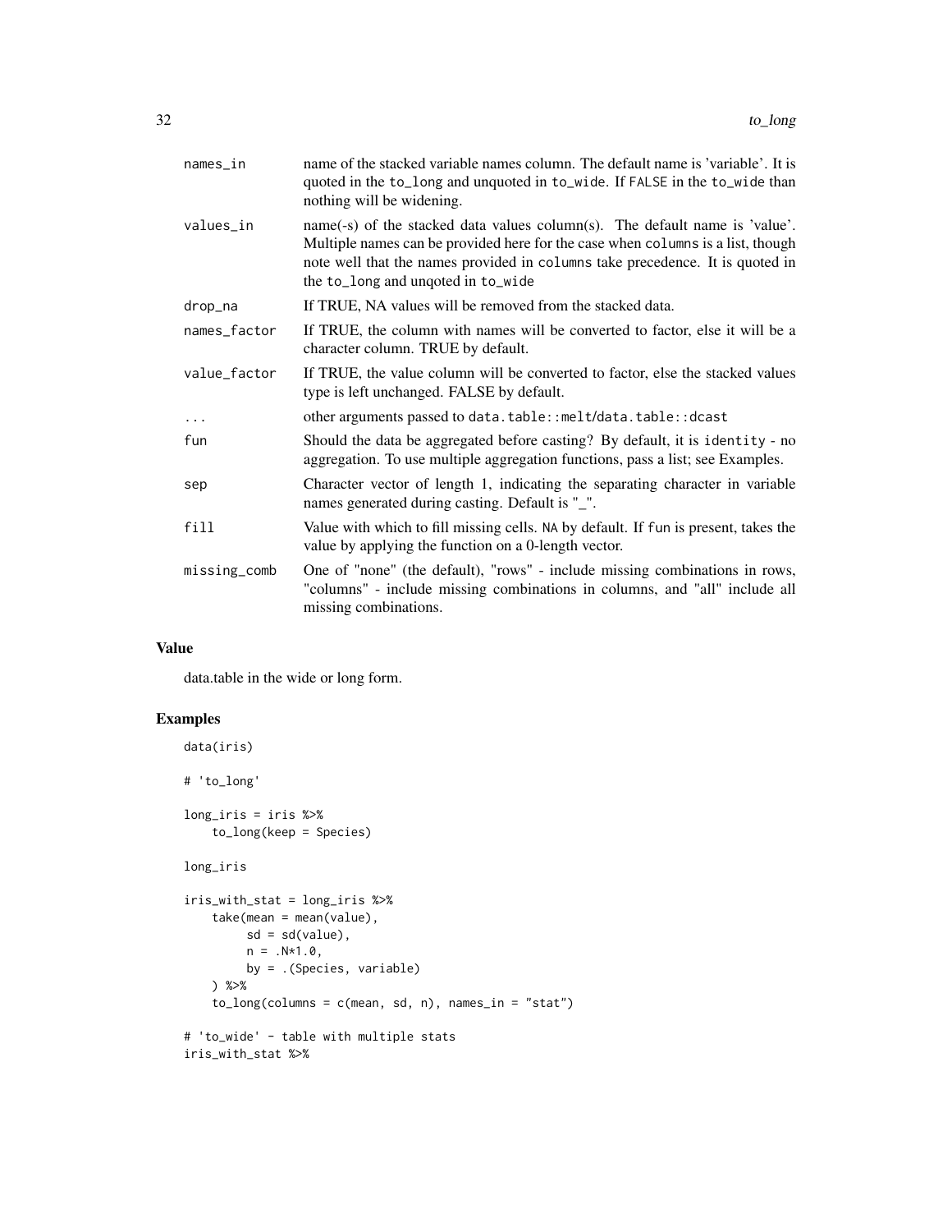| | |
|---|---|
| names_in | name of the stacked variable names column. The default name is 'variable'. It is quoted in the to_long and unquoted in to_wide. If FALSE in the to_wide than nothing will be widening. |
| values_in | name(-s) of the stacked data values column(s). The default name is 'value'. Multiple names can be provided here for the case when columns is a list, though note well that the names provided in columns take precedence. It is quoted in the to_long and unqoted in to_wide |
| drop_na | If TRUE, NA values will be removed from the stacked data. |
| names_factor | If TRUE, the column with names will be converted to factor, else it will be a character column. TRUE by default. |
| value_factor | If TRUE, the value column will be converted to factor, else the stacked values type is left unchanged. FALSE by default. |
| ... | other arguments passed to data.table::melt/data.table::dcast |
| fun | Should the data be aggregated before casting? By default, it is identity - no aggregation. To use multiple aggregation functions, pass a list; see Examples. |
| sep | Character vector of length 1, indicating the separating character in variable names generated during casting. Default is "_". |
| fill | Value with which to fill missing cells. NA by default. If fun is present, takes the value by applying the function on a 0-length vector. |
| missing_comb | One of "none" (the default), "rows" - include missing combinations in rows, "columns" - include missing combinations in columns, and "all" include all missing combinations. |

## Value

data.table in the wide or long form.

## Examples

```
data(iris)

# 'to_long'

long_iris = iris %>%
    to_long(keep = Species)

long_iris

iris_with_stat = long_iris %>%
    take(mean = mean(value),
         sd = sd(value),
         n = .N*1.0,
         by = .(Species, variable)
    ) %>%
    to_long(columns = c(mean, sd, n), names_in = "stat")

# 'to_wide' - table with multiple stats
iris_with_stat %>%
```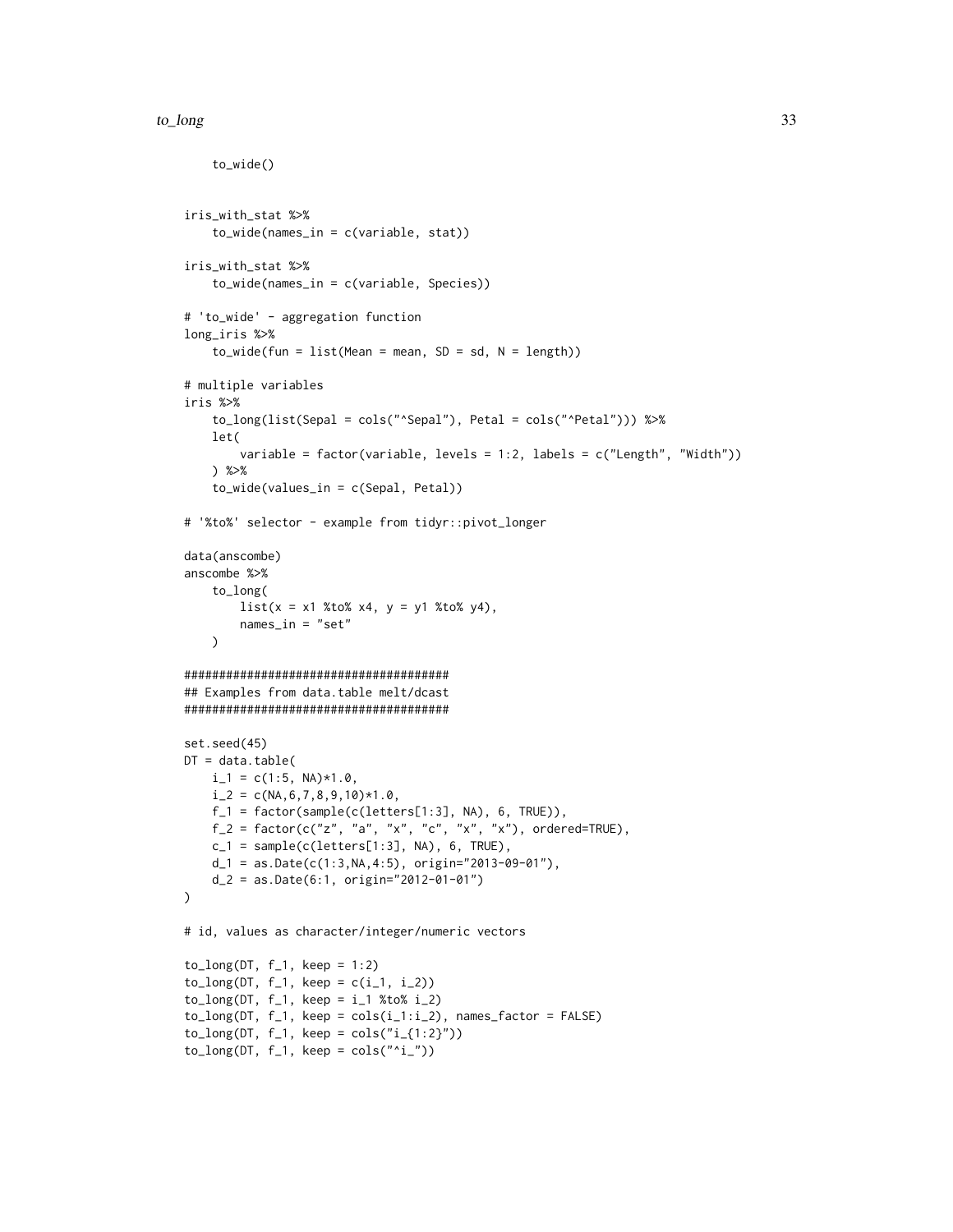```
    to_wide()


iris_with_stat %>%
    to_wide(names_in = c(variable, stat))

iris_with_stat %>%
    to_wide(names_in = c(variable, Species))

# 'to_wide' - aggregation function
long_iris %>%
    to_wide(fun = list(Mean = mean, SD = sd, N = length))

# multiple variables
iris %>%
    to_long(list(Sepal = cols("^Sepal"), Petal = cols("^Petal"))) %>%
    let(
        variable = factor(variable, levels = 1:2, labels = c("Length", "Width"))
    ) %>%
    to_wide(values_in = c(Sepal, Petal))

# '%to%' selector - example from tidyr::pivot_longer

data(anscombe)
anscombe %>%
    to_long(
        list(x = x1 %to% x4, y = y1 %to% y4),
        names_in = "set"
    )

#######################################
## Examples from data.table melt/dcast
#######################################

set.seed(45)
DT = data.table(
    i_1 = c(1:5, NA)*1.0,
    i_2 = c(NA,6,7,8,9,10)*1.0,
    f_1 = factor(sample(c(letters[1:3], NA), 6, TRUE)),
    f_2 = factor(c("z", "a", "x", "c", "x", "x"), ordered=TRUE),
    c_1 = sample(c(letters[1:3], NA), 6, TRUE),
    d_1 = as.Date(c(1:3,NA,4:5), origin="2013-09-01"),
    d_2 = as.Date(6:1, origin="2012-01-01")
)

# id, values as character/integer/numeric vectors

to_long(DT, f_1, keep = 1:2)
to_long(DT, f_1, keep = c(i_1, i_2))
to_long(DT, f_1, keep = i_1 %to% i_2)
to_long(DT, f_1, keep = cols(i_1:i_2), names_factor = FALSE)
to_long(DT, f_1, keep = cols("i_{1:2}"))
to_long(DT, f_1, keep = cols("^i_"))
```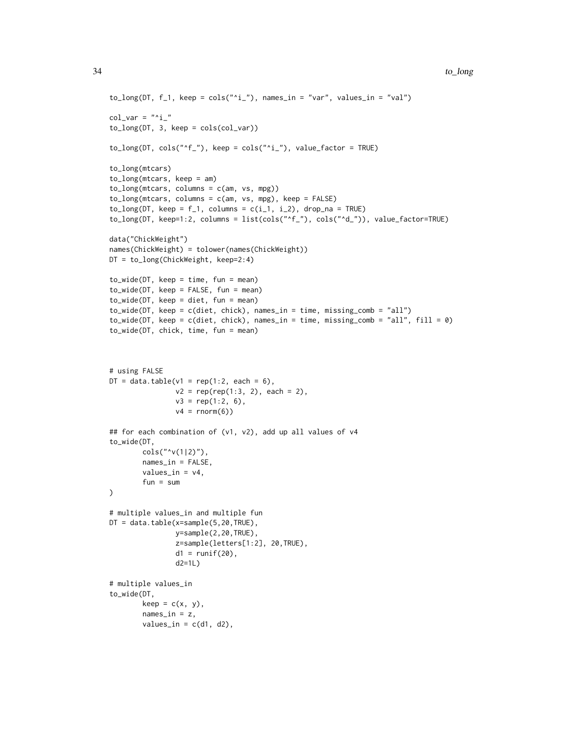```
to_long(DT, f_1, keep = cols("^i_"), names_in = "var", values_in = "val")

col_var = "^i_"
to_long(DT, 3, keep = cols(col_var))

to_long(DT, cols("^f_"), keep = cols("^i_"), value_factor = TRUE)

to_long(mtcars)
to_long(mtcars, keep = am)
to_long(mtcars, columns = c(am, vs, mpg))
to_long(mtcars, columns = c(am, vs, mpg), keep = FALSE)
to_long(DT, keep = f_1, columns = c(i_1, i_2), drop_na = TRUE)
to_long(DT, keep=1:2, columns = list(cols("^f_"), cols("^d_")), value_factor=TRUE)

data("ChickWeight")
names(ChickWeight) = tolower(names(ChickWeight))
DT = to_long(ChickWeight, keep=2:4)

to_wide(DT, keep = time, fun = mean)
to_wide(DT, keep = FALSE, fun = mean)
to_wide(DT, keep = diet, fun = mean)
to_wide(DT, keep = c(diet, chick), names_in = time, missing_comb = "all")
to_wide(DT, keep = c(diet, chick), names_in = time, missing_comb = "all", fill = 0)
to_wide(DT, chick, time, fun = mean)



# using FALSE
DT = data.table(v1 = rep(1:2, each = 6),
                v2 = rep(rep(1:3, 2), each = 2),
                v3 = rep(1:2, 6),
                v4 = rnorm(6))

## for each combination of (v1, v2), add up all values of v4
to_wide(DT,
        cols("^v(1|2)"),
        names_in = FALSE,
        values_in = v4,
        fun = sum
)

# multiple values_in and multiple fun
DT = data.table(x=sample(5,20,TRUE),
                y=sample(2,20,TRUE),
                z=sample(letters[1:2], 20,TRUE),
                d1 = runif(20),
                d2=1L)

# multiple values_in
to_wide(DT,
        keep = c(x, y),
        names_in = z,
        values_in = c(d1, d2),
```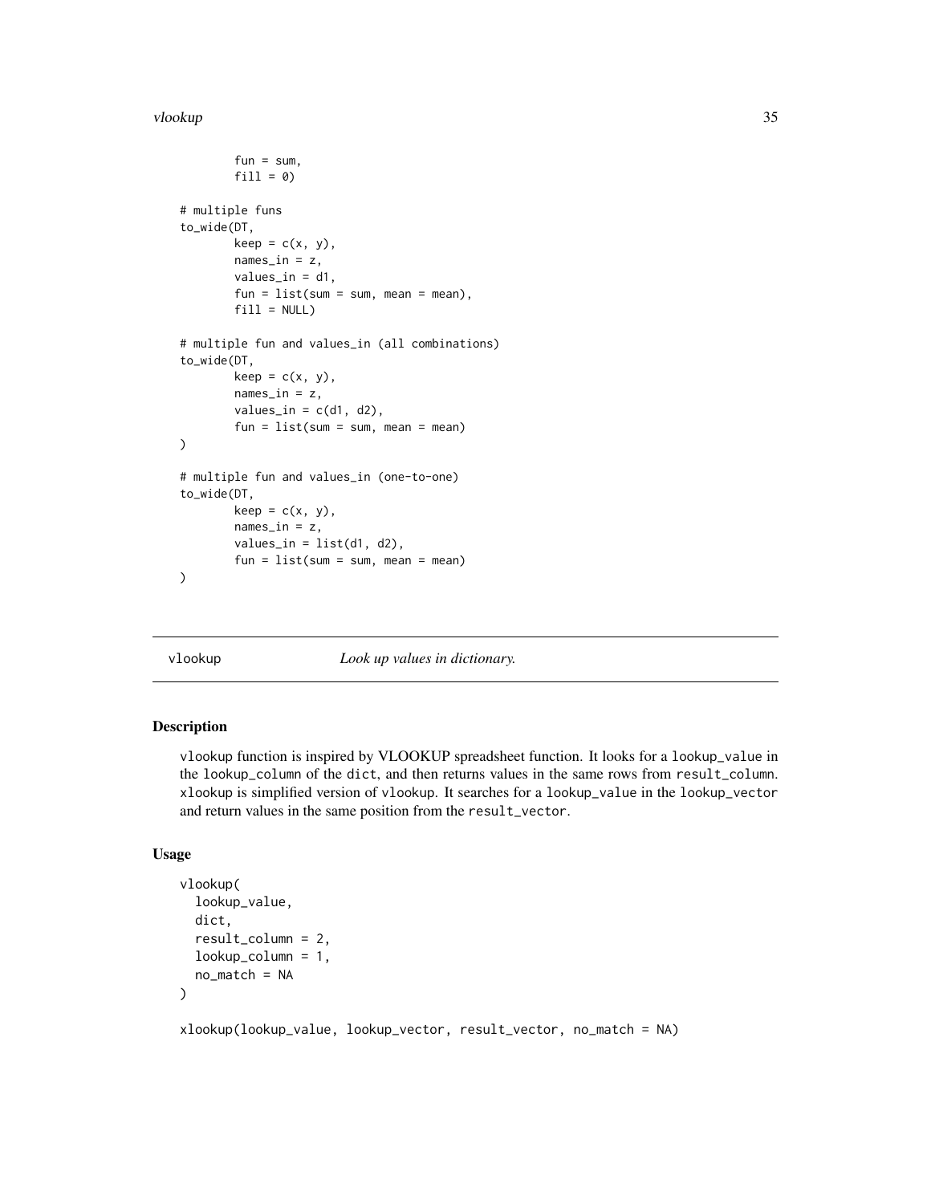```
        fun = sum,
        fill = 0)

# multiple funs
to_wide(DT,
        keep = c(x, y),
        names_in = z,
        values_in = d1,
        fun = list(sum = sum, mean = mean),
        fill = NULL)

# multiple fun and values_in (all combinations)
to_wide(DT,
        keep = c(x, y),
        names_in = z,
        values_in = c(d1, d2),
        fun = list(sum = sum, mean = mean)
)

# multiple fun and values_in (one-to-one)
to_wide(DT,
        keep = c(x, y),
        names_in = z,
        values_in = list(d1, d2),
        fun = list(sum = sum, mean = mean)
)
```

## vlookup — *Look up values in dictionary.*

### Description

vlookup function is inspired by VLOOKUP spreadsheet function. It looks for a lookup_value in the lookup_column of the dict, and then returns values in the same rows from result_column. xlookup is simplified version of vlookup. It searches for a lookup_value in the lookup_vector and return values in the same position from the result_vector.

### Usage

```
vlookup(
  lookup_value,
  dict,
  result_column = 2,
  lookup_column = 1,
  no_match = NA
)

xlookup(lookup_value, lookup_vector, result_vector, no_match = NA)
```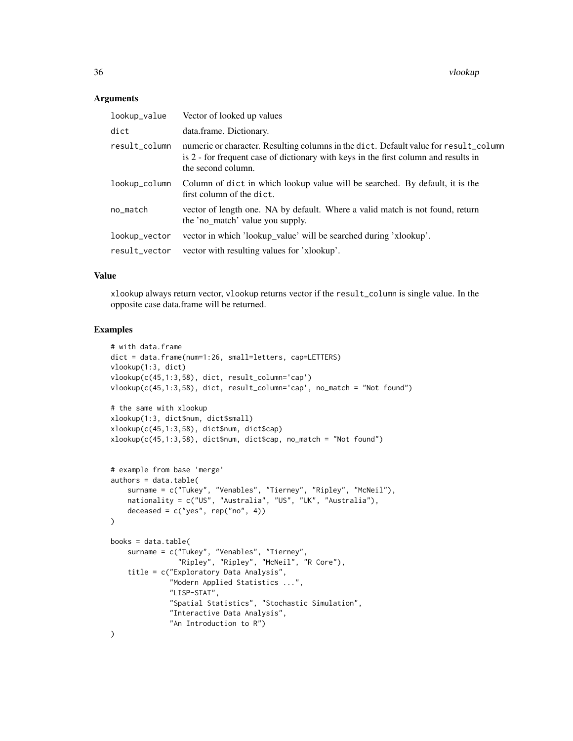### Arguments

| | |
|---|---|
| lookup_value | Vector of looked up values |
| dict | data.frame. Dictionary. |
| result_column | numeric or character. Resulting columns in the dict. Default value for result_column is 2 - for frequent case of dictionary with keys in the first column and results in the second column. |
| lookup_column | Column of dict in which lookup value will be searched. By default, it is the first column of the dict. |
| no_match | vector of length one. NA by default. Where a valid match is not found, return the 'no_match' value you supply. |
| lookup_vector | vector in which 'lookup_value' will be searched during 'xlookup'. |
| result_vector | vector with resulting values for 'xlookup'. |

### Value

xlookup always return vector, vlookup returns vector if the result_column is single value. In the opposite case data.frame will be returned.

### Examples

```
# with data.frame
dict = data.frame(num=1:26, small=letters, cap=LETTERS)
vlookup(1:3, dict)
vlookup(c(45,1:3,58), dict, result_column='cap')
vlookup(c(45,1:3,58), dict, result_column='cap', no_match = "Not found")

# the same with xlookup
xlookup(1:3, dict$num, dict$small)
xlookup(c(45,1:3,58), dict$num, dict$cap)
xlookup(c(45,1:3,58), dict$num, dict$cap, no_match = "Not found")


# example from base 'merge'
authors = data.table(
    surname = c("Tukey", "Venables", "Tierney", "Ripley", "McNeil"),
    nationality = c("US", "Australia", "US", "UK", "Australia"),
    deceased = c("yes", rep("no", 4))
)

books = data.table(
    surname = c("Tukey", "Venables", "Tierney",
                "Ripley", "Ripley", "McNeil", "R Core"),
    title = c("Exploratory Data Analysis",
              "Modern Applied Statistics ...",
              "LISP-STAT",
              "Spatial Statistics", "Stochastic Simulation",
              "Interactive Data Analysis",
              "An Introduction to R")
)
```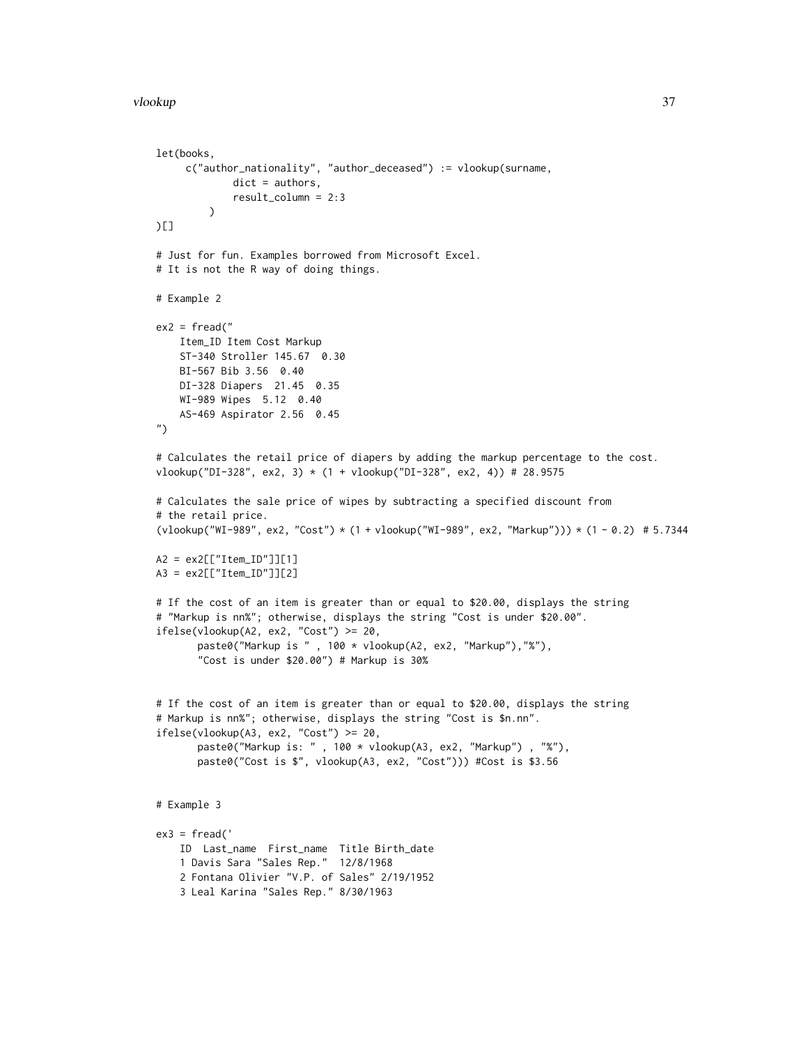```
let(books,
     c("author_nationality", "author_deceased") := vlookup(surname,
             dict = authors,
             result_column = 2:3
         )
)[]

# Just for fun. Examples borrowed from Microsoft Excel.
# It is not the R way of doing things.

# Example 2

ex2 = fread("
    Item_ID Item Cost Markup
    ST-340 Stroller 145.67  0.30
    BI-567 Bib 3.56  0.40
    DI-328 Diapers  21.45  0.35
    WI-989 Wipes  5.12  0.40
    AS-469 Aspirator 2.56  0.45
")

# Calculates the retail price of diapers by adding the markup percentage to the cost.
vlookup("DI-328", ex2, 3) * (1 + vlookup("DI-328", ex2, 4)) # 28.9575

# Calculates the sale price of wipes by subtracting a specified discount from
# the retail price.
(vlookup("WI-989", ex2, "Cost") * (1 + vlookup("WI-989", ex2, "Markup"))) * (1 - 0.2)  # 5.7344

A2 = ex2[["Item_ID"]][1]
A3 = ex2[["Item_ID"]][2]

# If the cost of an item is greater than or equal to $20.00, displays the string
# "Markup is nn%"; otherwise, displays the string "Cost is under $20.00".
ifelse(vlookup(A2, ex2, "Cost") >= 20,
       paste0("Markup is " , 100 * vlookup(A2, ex2, "Markup"),"%"),
       "Cost is under $20.00") # Markup is 30%


# If the cost of an item is greater than or equal to $20.00, displays the string
# Markup is nn%"; otherwise, displays the string "Cost is $n.nn".
ifelse(vlookup(A3, ex2, "Cost") >= 20,
       paste0("Markup is: " , 100 * vlookup(A3, ex2, "Markup") , "%"),
       paste0("Cost is $", vlookup(A3, ex2, "Cost"))) #Cost is $3.56


# Example 3

ex3 = fread('
    ID  Last_name  First_name  Title Birth_date
    1 Davis Sara "Sales Rep."  12/8/1968
    2 Fontana Olivier "V.P. of Sales" 2/19/1952
    3 Leal Karina "Sales Rep." 8/30/1963
```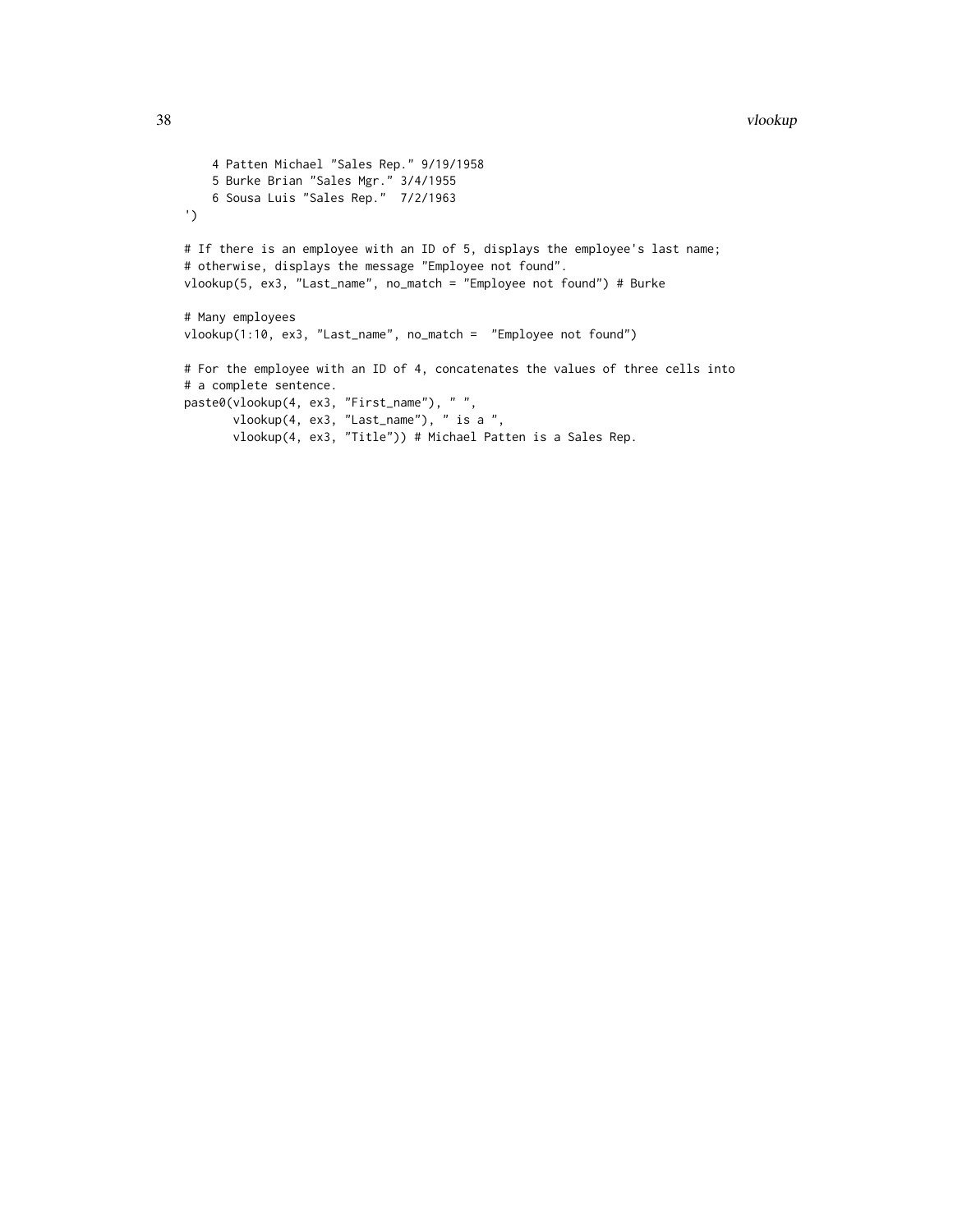```
    4 Patten Michael "Sales Rep." 9/19/1958
    5 Burke Brian "Sales Mgr." 3/4/1955
    6 Sousa Luis "Sales Rep."  7/2/1963
')

# If there is an employee with an ID of 5, displays the employee's last name;
# otherwise, displays the message "Employee not found".
vlookup(5, ex3, "Last_name", no_match = "Employee not found") # Burke

# Many employees
vlookup(1:10, ex3, "Last_name", no_match =  "Employee not found")

# For the employee with an ID of 4, concatenates the values of three cells into
# a complete sentence.
paste0(vlookup(4, ex3, "First_name"), " ",
       vlookup(4, ex3, "Last_name"), " is a ",
       vlookup(4, ex3, "Title")) # Michael Patten is a Sales Rep.
```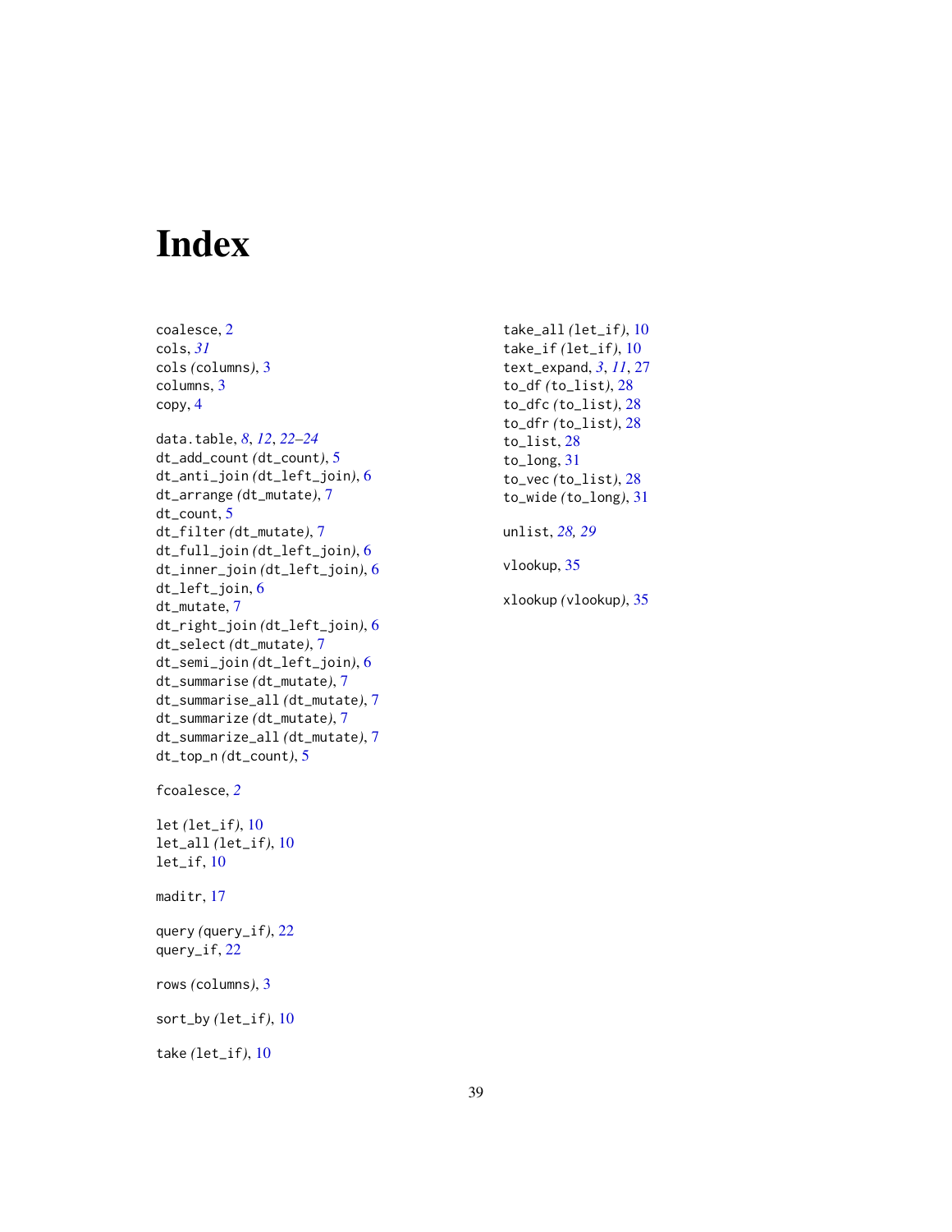# Index

coalesce, 2
cols, *31*
cols (columns), 3
columns, 3
copy, 4

data.table, *8*, *12*, *22–24*
dt_add_count (dt_count), 5
dt_anti_join (dt_left_join), 6
dt_arrange (dt_mutate), 7
dt_count, 5
dt_filter (dt_mutate), 7
dt_full_join (dt_left_join), 6
dt_inner_join (dt_left_join), 6
dt_left_join, 6
dt_mutate, 7
dt_right_join (dt_left_join), 6
dt_select (dt_mutate), 7
dt_semi_join (dt_left_join), 6
dt_summarise (dt_mutate), 7
dt_summarise_all (dt_mutate), 7
dt_summarize (dt_mutate), 7
dt_summarize_all (dt_mutate), 7
dt_top_n (dt_count), 5

fcoalesce, *2*

let (let_if), 10
let_all (let_if), 10
let_if, 10

maditr, 17

query (query_if), 22
query_if, 22

rows (columns), 3

sort_by (let_if), 10

take (let_if), 10
take_all (let_if), 10
take_if (let_if), 10
text_expand, *3*, *11*, 27
to_df (to_list), 28
to_dfc (to_list), 28
to_dfr (to_list), 28
to_list, 28
to_long, 31
to_vec (to_list), 28
to_wide (to_long), 31

unlist, *28*, *29*

vlookup, 35

xlookup (vlookup), 35